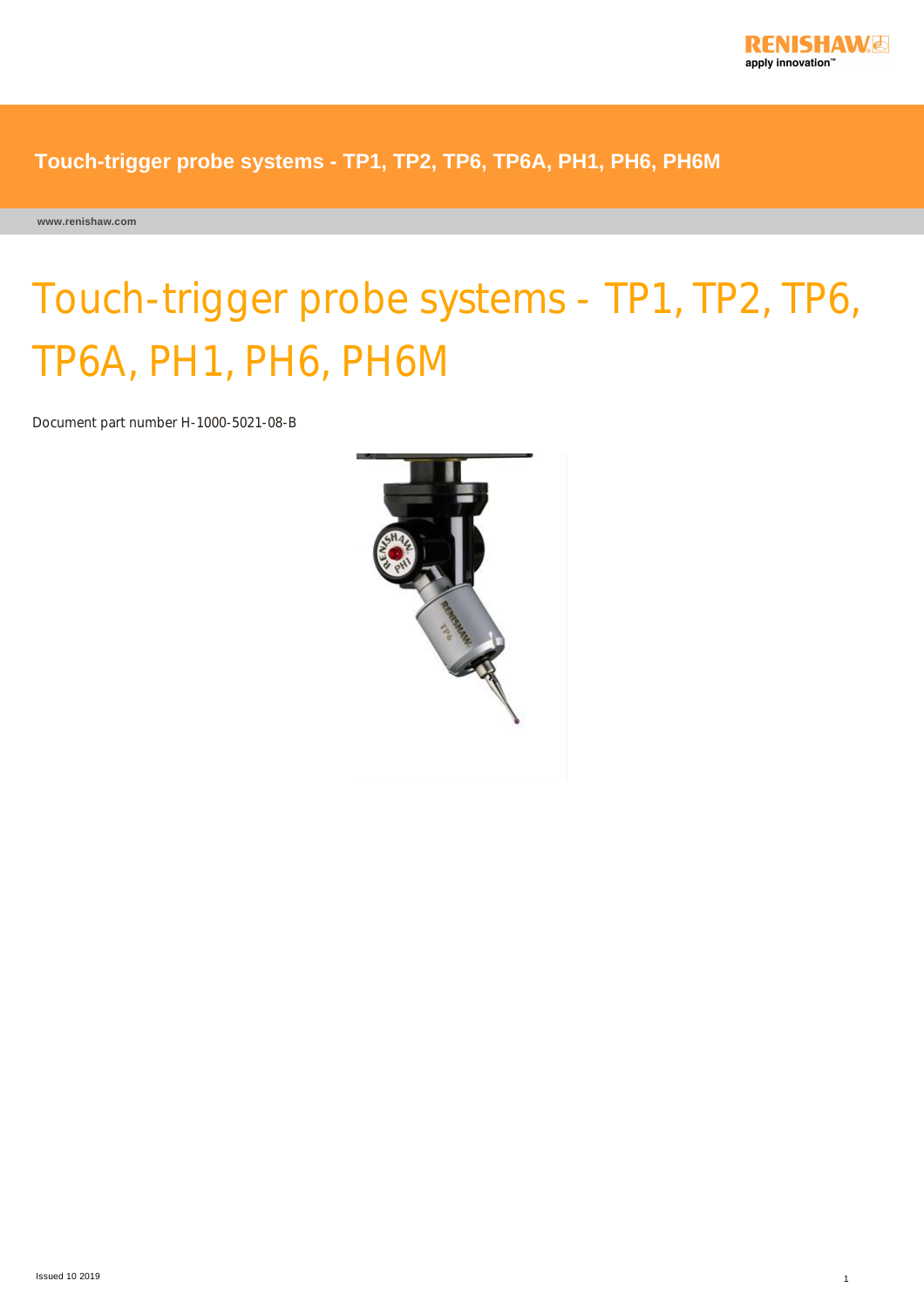# Touch-trigger probe systems - TP1, TP2, TP6, TP6A, PH1, PH6, PH6M

Document part number H-1000-5021-08-B

Issued 10 2019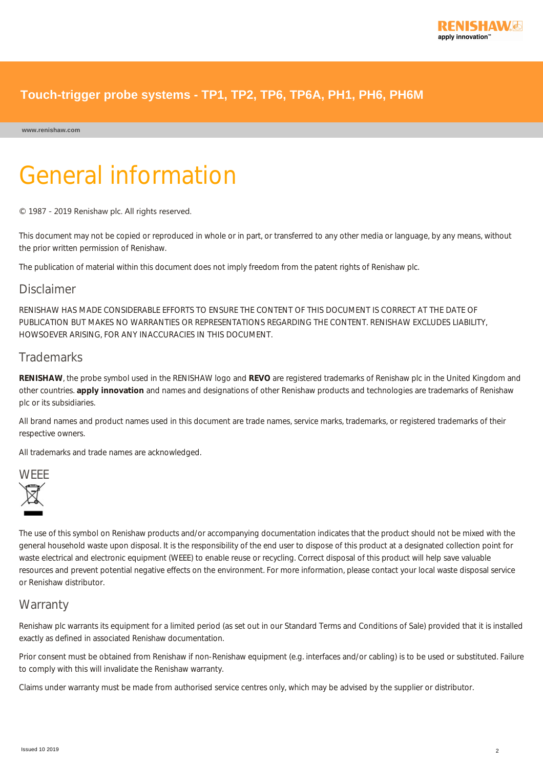# General information

© 1987 - 2019 Renishaw plc. All rights reserved.

This document may not be copied or reproduced in whole or in part, or transferred to any other media or language, by any means, without the prior written permission of Renishaw.

The publication of material within this document does not imply freedom from the patent rights of Renishaw plc.

## Disclaimer

RENISHAW HAS MADE CONSIDERABLE EFFORTS TO ENSURE THE CONTENT OF THIS DOCUMENT IS CORRECT AT THE DATE OF PUBLICATION BUT MAKES NO WARRANTIES OR REPRESENTATIONS REGARDING THE CONTENT. RENISHAW EXCLUDES LIABILITY, HOWSOEVER ARISING, FOR ANY INACCURACIES IN THIS DOCUMENT.

## Trademarks

**RENISHAW**, the probe symbol used in the RENISHAW logo and **REVO** are registered trademarks of Renishaw plc in the United Kingdom and other countries. **apply innovation** and names and designations of other Renishaw products and technologies are trademarks of Renishaw plc or its subsidiaries.

All brand names and product names used in this document are trade names, service marks, trademarks, or registered trademarks of their respective owners.

All trademarks and trade names are acknowledged.

## WEEE

The use of this symbol on Renishaw products and/or accompanying documentation indicates that the product should not be mixed with the general household waste upon disposal. It is the responsibility of the end user to dispose of this product at a designated collection point for waste electrical and electronic equipment (WEEE) to enable reuse or recycling. Correct disposal of this product will help save valuable resources and prevent potential negative effects on the environment. For more information, please contact your local waste disposal service or Renishaw distributor.

## Warranty

Renishaw plc warrants its equipment for a limited period (as set out in our Standard Terms and Conditions of Sale) provided that it is installed exactly as defined in associated Renishaw documentation.

Prior consent must be obtained from Renishaw if non-Renishaw equipment (e.g. interfaces and/or cabling) is to be used or substituted. Failure to comply with this will invalidate the Renishaw warranty.

Claims under warranty must be made from authorised service centres only, which may be advised by the supplier or distributor.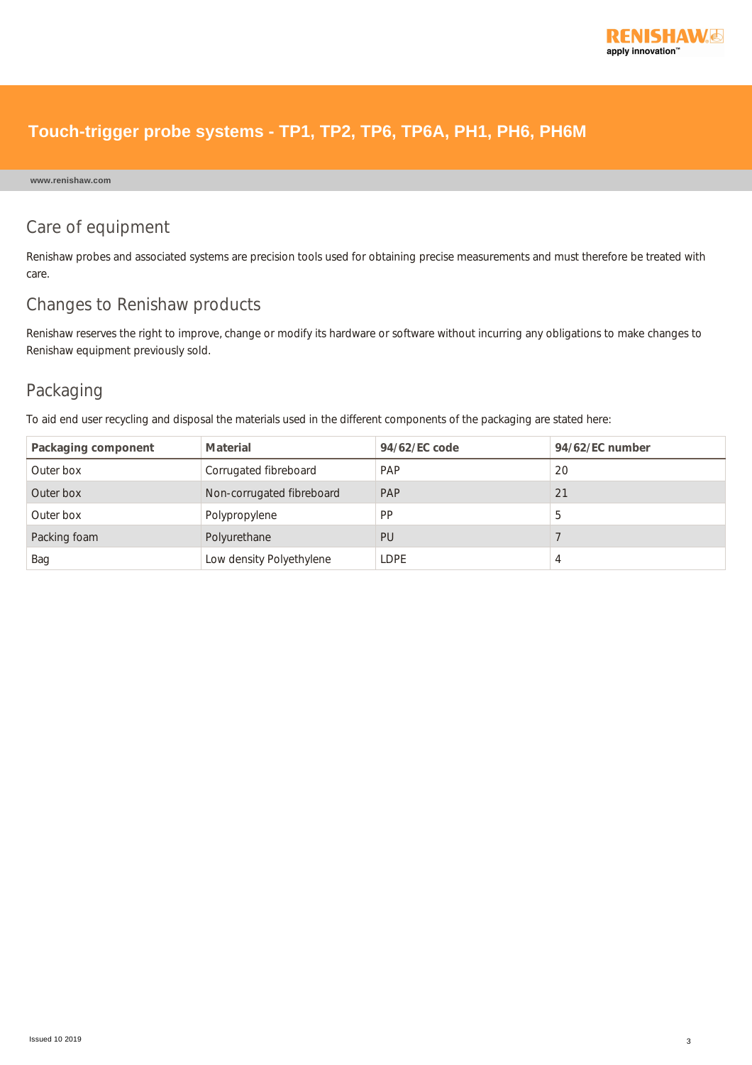## Care of equipment

Renishaw probes and associated systems are precision tools used for obtaining precise measurements and must therefore be treated with care.

## Changes to Renishaw products

Renishaw reserves the right to improve, change or modify its hardware or software without incurring any obligations to make changes to Renishaw equipment previously sold.

## Packaging

To aid end user recycling and disposal the materials used in the different components of the packaging are stated here:

| Packaging component | Material | 94/62/EC code | 94/62/EC number |
|---|---|---|---|
| Outer box | Corrugated fibreboard | PAP | 20 |
| Outer box | Non-corrugated fibreboard | PAP | 21 |
| Outer box | Polypropylene | PP | 5 |
| Packing foam | Polyurethane | PU | 7 |
| Bag | Low density Polyethylene | LDPE | 4 |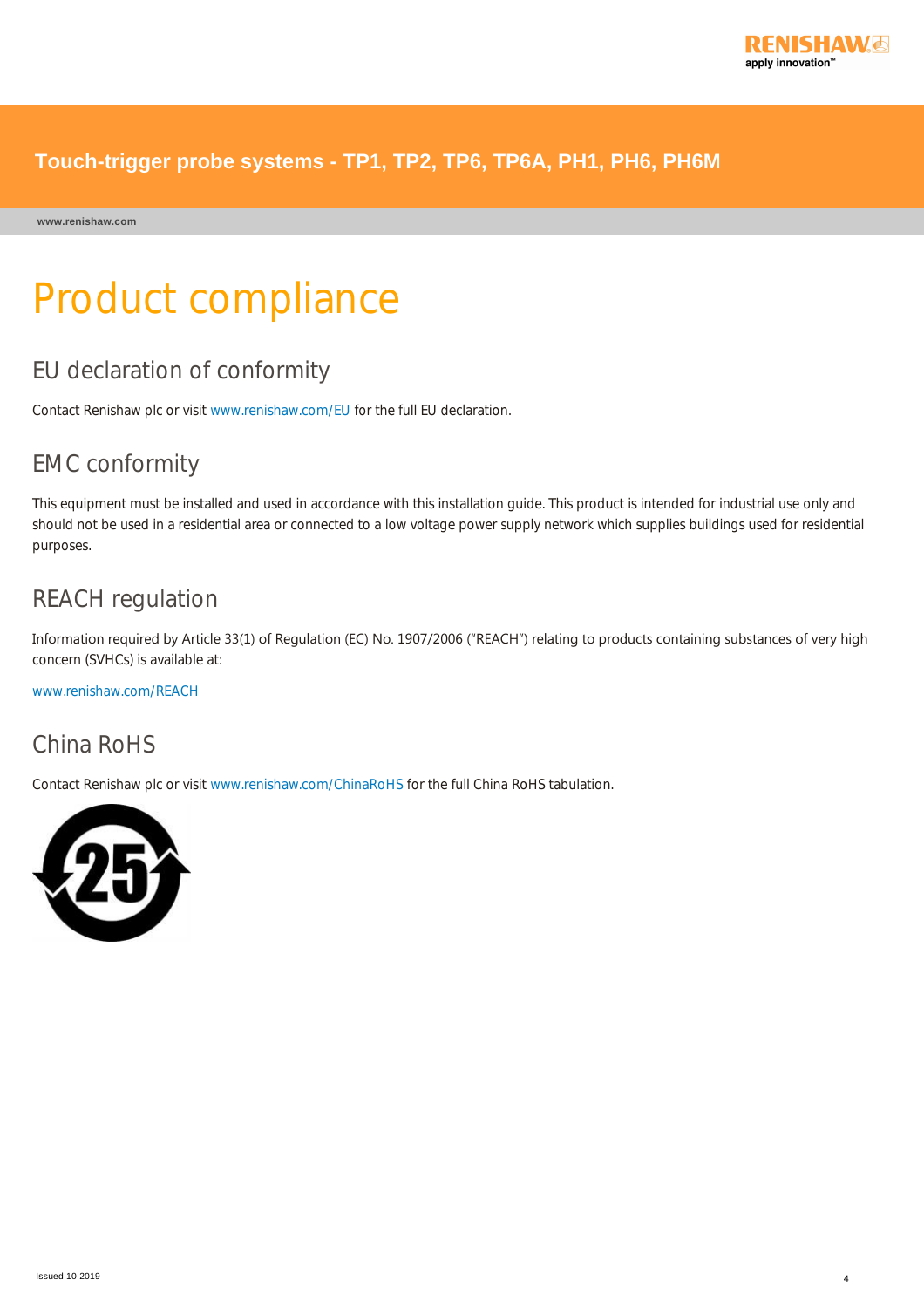# Product compliance

## EU declaration of conformity

Contact Renishaw plc or visit www.renishaw.com/EU for the full EU declaration.

## EMC conformity

This equipment must be installed and used in accordance with this installation guide. This product is intended for industrial use only and should not be used in a residential area or connected to a low voltage power supply network which supplies buildings used for residential purposes.

## REACH regulation

Information required by Article 33(1) of Regulation (EC) No. 1907/2006 ("REACH") relating to products containing substances of very high concern (SVHCs) is available at:

www.renishaw.com/REACH

## China RoHS

Contact Renishaw plc or visit www.renishaw.com/ChinaRoHS for the full China RoHS tabulation.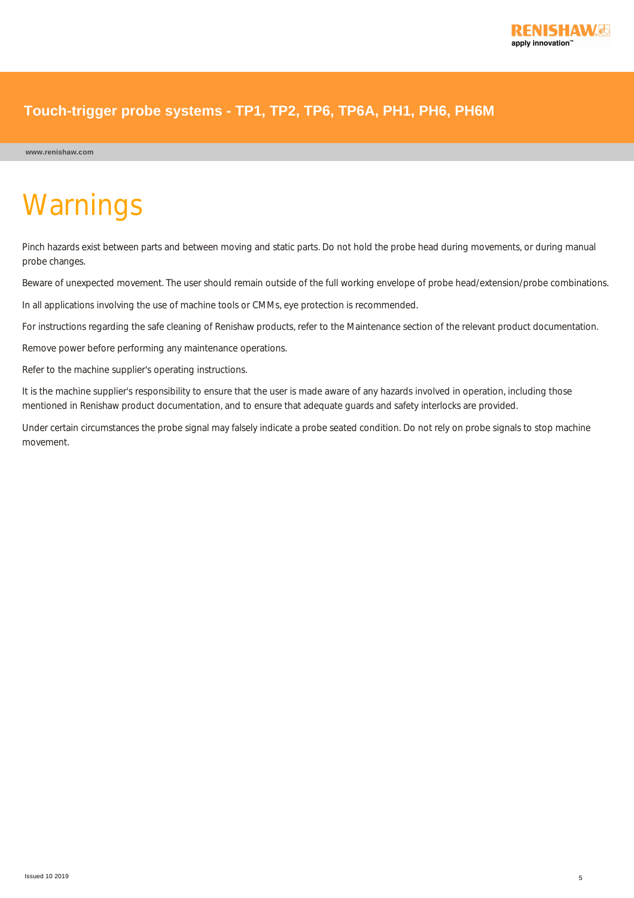# Warnings

Pinch hazards exist between parts and between moving and static parts. Do not hold the probe head during movements, or during manual probe changes.

Beware of unexpected movement. The user should remain outside of the full working envelope of probe head/extension/probe combinations.

In all applications involving the use of machine tools or CMMs, eye protection is recommended.

For instructions regarding the safe cleaning of Renishaw products, refer to the Maintenance section of the relevant product documentation.

Remove power before performing any maintenance operations.

Refer to the machine supplier's operating instructions.

It is the machine supplier's responsibility to ensure that the user is made aware of any hazards involved in operation, including those mentioned in Renishaw product documentation, and to ensure that adequate guards and safety interlocks are provided.

Under certain circumstances the probe signal may falsely indicate a probe seated condition. Do not rely on probe signals to stop machine movement.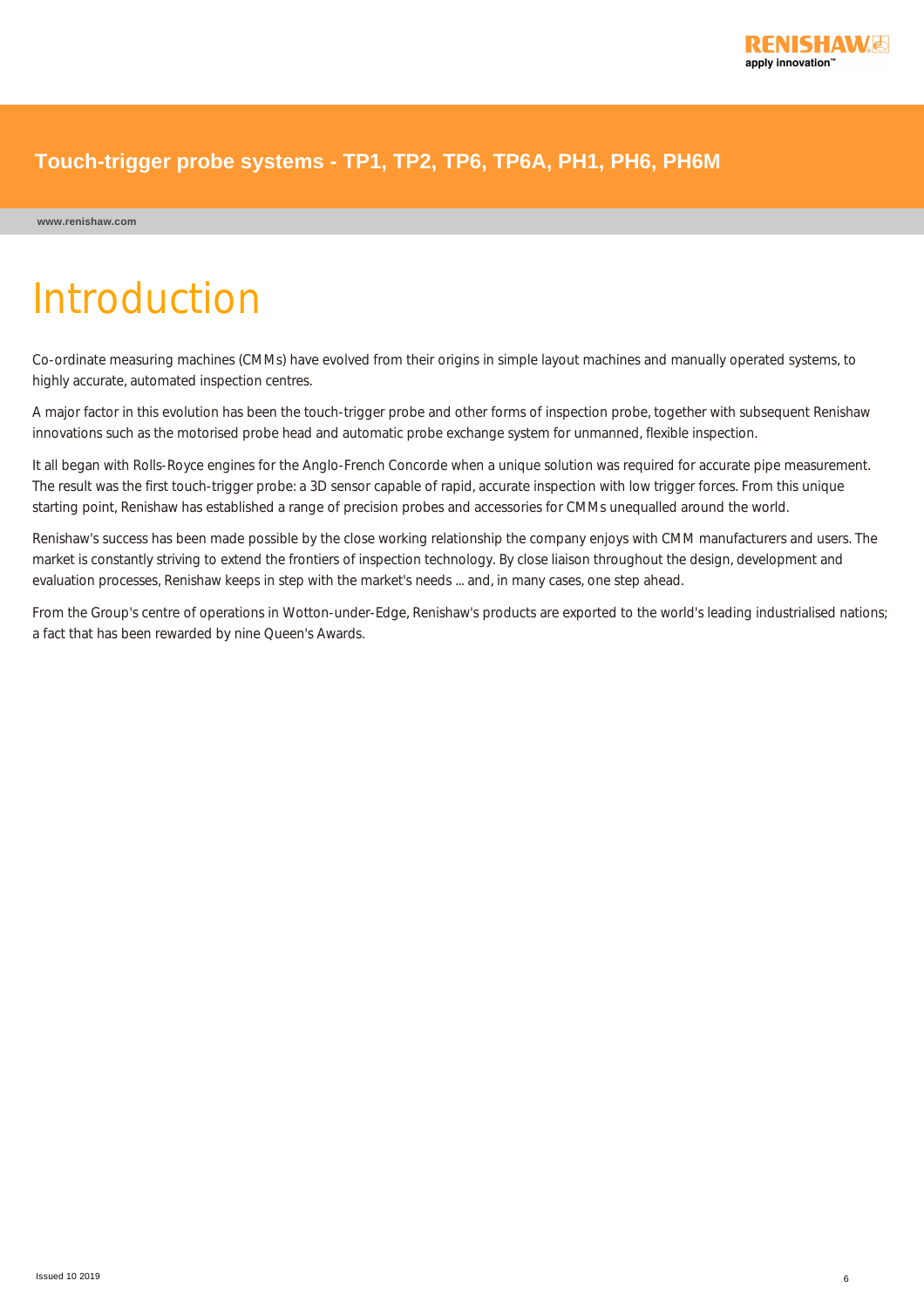# Introduction

Co-ordinate measuring machines (CMMs) have evolved from their origins in simple layout machines and manually operated systems, to highly accurate, automated inspection centres.

A major factor in this evolution has been the touch-trigger probe and other forms of inspection probe, together with subsequent Renishaw innovations such as the motorised probe head and automatic probe exchange system for unmanned, flexible inspection.

It all began with Rolls-Royce engines for the Anglo-French Concorde when a unique solution was required for accurate pipe measurement. The result was the first touch-trigger probe: a 3D sensor capable of rapid, accurate inspection with low trigger forces. From this unique starting point, Renishaw has established a range of precision probes and accessories for CMMs unequalled around the world.

Renishaw's success has been made possible by the close working relationship the company enjoys with CMM manufacturers and users. The market is constantly striving to extend the frontiers of inspection technology. By close liaison throughout the design, development and evaluation processes, Renishaw keeps in step with the market's needs ... and, in many cases, one step ahead.

From the Group's centre of operations in Wotton-under-Edge, Renishaw's products are exported to the world's leading industrialised nations; a fact that has been rewarded by nine Queen's Awards.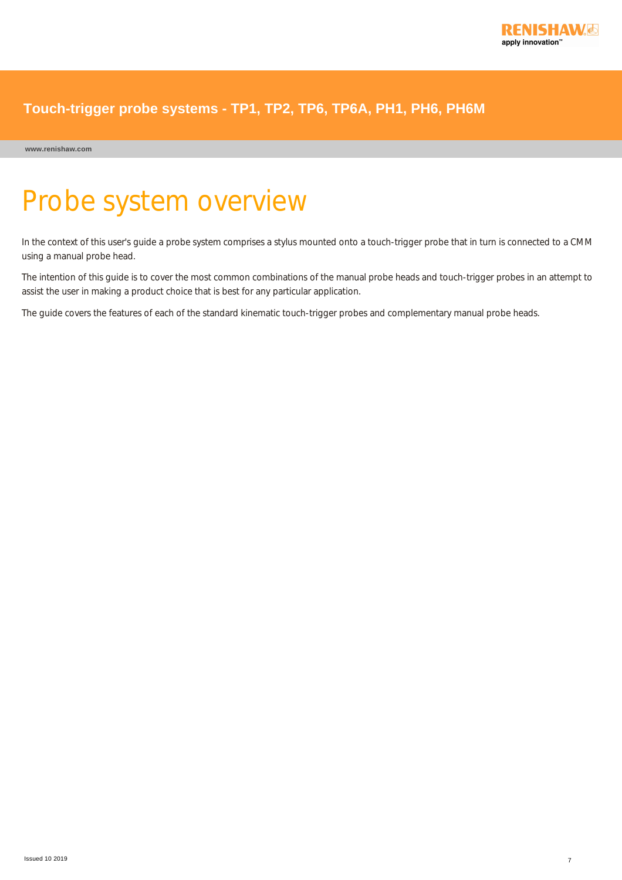# Probe system overview

In the context of this user's guide a probe system comprises a stylus mounted onto a touch-trigger probe that in turn is connected to a CMM using a manual probe head.

The intention of this guide is to cover the most common combinations of the manual probe heads and touch-trigger probes in an attempt to assist the user in making a product choice that is best for any particular application.

The guide covers the features of each of the standard kinematic touch-trigger probes and complementary manual probe heads.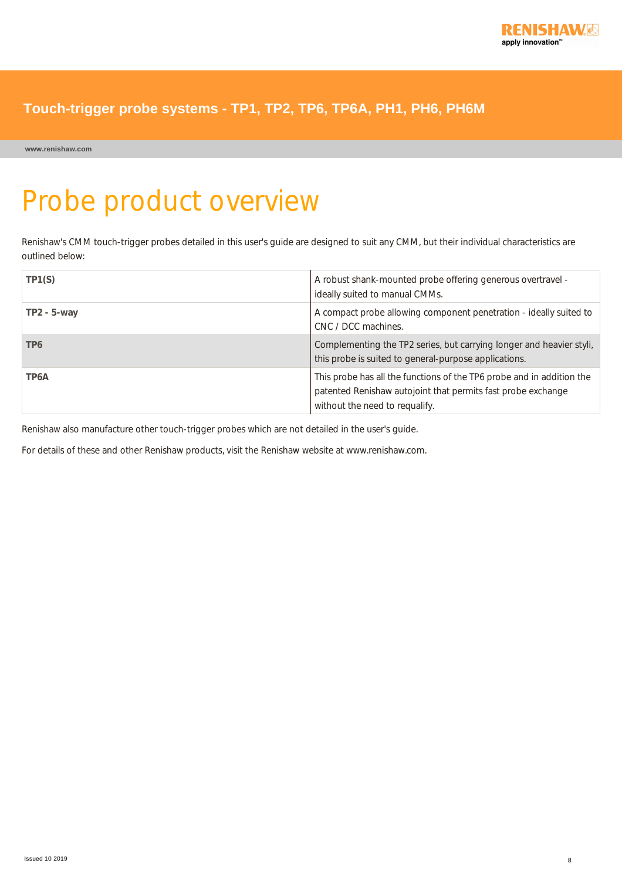# Probe product overview

Renishaw's CMM touch-trigger probes detailed in this user's guide are designed to suit any CMM, but their individual characteristics are outlined below:

| | |
|---|---|
| **TP1(S)** | A robust shank-mounted probe offering generous overtravel - ideally suited to manual CMMs. |
| **TP2 - 5-way** | A compact probe allowing component penetration - ideally suited to CNC / DCC machines. |
| **TP6** | Complementing the TP2 series, but carrying longer and heavier styli, this probe is suited to general-purpose applications. |
| **TP6A** | This probe has all the functions of the TP6 probe and in addition the patented Renishaw autojoint that permits fast probe exchange without the need to requalify. |

Renishaw also manufacture other touch-trigger probes which are not detailed in the user's guide.

For details of these and other Renishaw products, visit the Renishaw website at www.renishaw.com.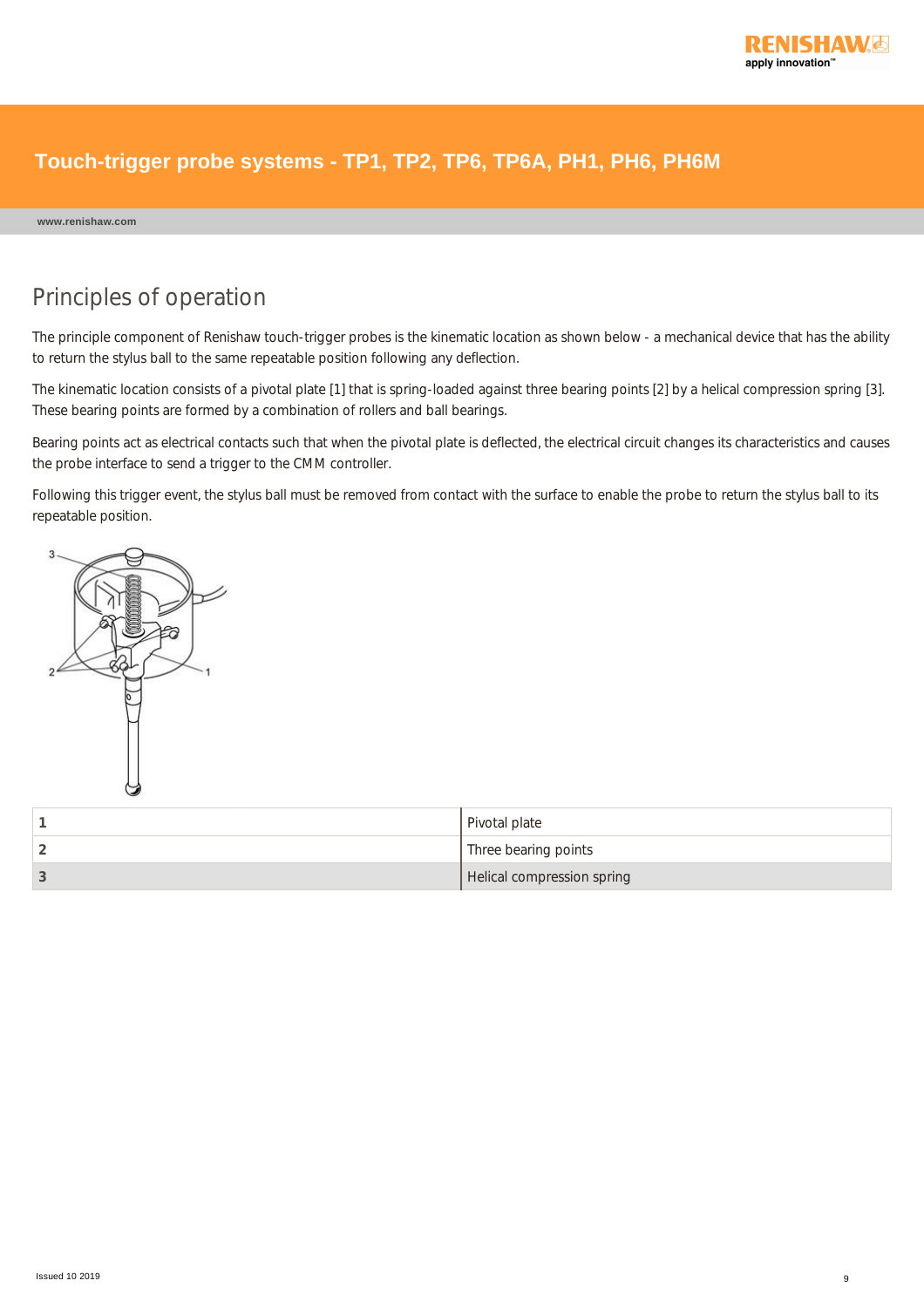# Principles of operation

The principle component of Renishaw touch-trigger probes is the kinematic location as shown below - a mechanical device that has the ability to return the stylus ball to the same repeatable position following any deflection.

The kinematic location consists of a pivotal plate [1] that is spring-loaded against three bearing points [2] by a helical compression spring [3]. These bearing points are formed by a combination of rollers and ball bearings.

Bearing points act as electrical contacts such that when the pivotal plate is deflected, the electrical circuit changes its characteristics and causes the probe interface to send a trigger to the CMM controller.

Following this trigger event, the stylus ball must be removed from contact with the surface to enable the probe to return the stylus ball to its repeatable position.

| | |
|---|---|
| **1** | Pivotal plate |
| **2** | Three bearing points |
| **3** | Helical compression spring |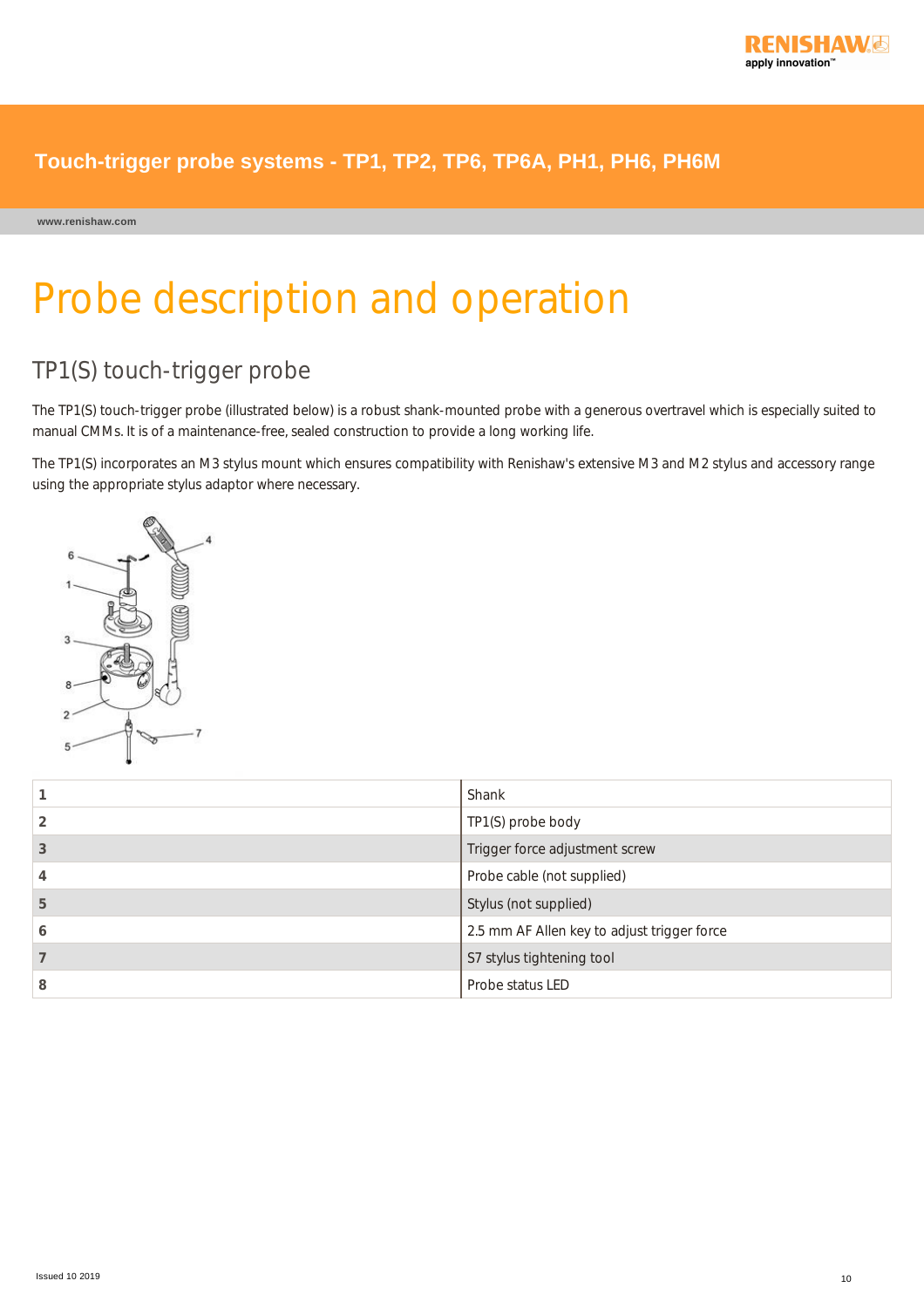# Probe description and operation

## TP1(S) touch-trigger probe

The TP1(S) touch-trigger probe (illustrated below) is a robust shank-mounted probe with a generous overtravel which is especially suited to manual CMMs. It is of a maintenance-free, sealed construction to provide a long working life.

The TP1(S) incorporates an M3 stylus mount which ensures compatibility with Renishaw's extensive M3 and M2 stylus and accessory range using the appropriate stylus adaptor where necessary.

| | |
|---|---|
| **1** | Shank |
| **2** | TP1(S) probe body |
| **3** | Trigger force adjustment screw |
| **4** | Probe cable (not supplied) |
| **5** | Stylus (not supplied) |
| **6** | 2.5 mm AF Allen key to adjust trigger force |
| **7** | S7 stylus tightening tool |
| **8** | Probe status LED |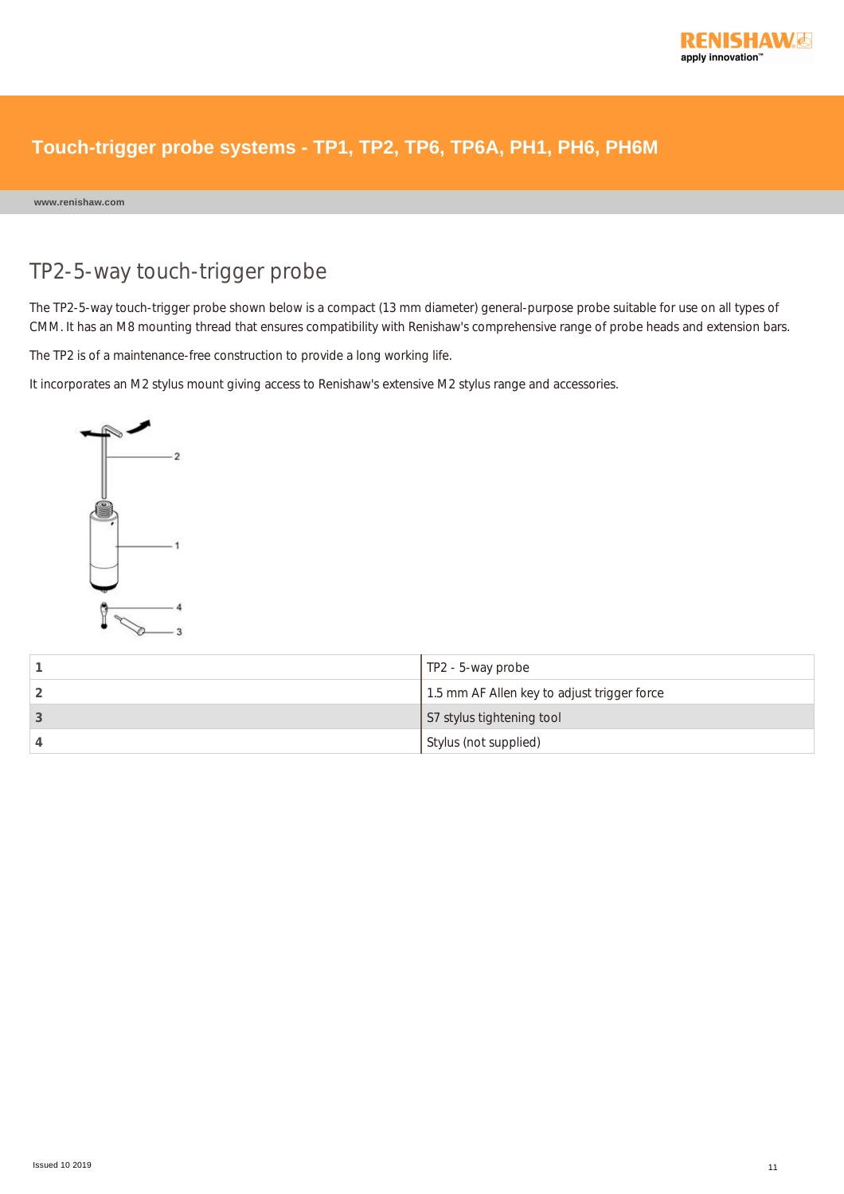## TP2-5-way touch-trigger probe

The TP2-5-way touch-trigger probe shown below is a compact (13 mm diameter) general-purpose probe suitable for use on all types of CMM. It has an M8 mounting thread that ensures compatibility with Renishaw's comprehensive range of probe heads and extension bars.

The TP2 is of a maintenance-free construction to provide a long working life.

It incorporates an M2 stylus mount giving access to Renishaw's extensive M2 stylus range and accessories.

| | |
|---|---|
| 1 | TP2 - 5-way probe |
| 2 | 1.5 mm AF Allen key to adjust trigger force |
| 3 | S7 stylus tightening tool |
| 4 | Stylus (not supplied) |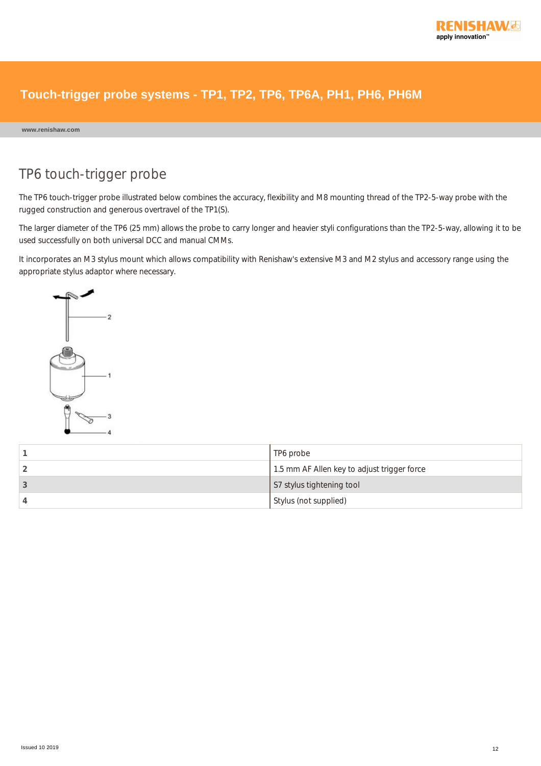# Touch-trigger probe systems - TP1, TP2, TP6, TP6A, PH1, PH6, PH6M

## TP6 touch-trigger probe

The TP6 touch-trigger probe illustrated below combines the accuracy, flexibility and M8 mounting thread of the TP2-5-way probe with the rugged construction and generous overtravel of the TP1(S).

The larger diameter of the TP6 (25 mm) allows the probe to carry longer and heavier styli configurations than the TP2-5-way, allowing it to be used successfully on both universal DCC and manual CMMs.

It incorporates an M3 stylus mount which allows compatibility with Renishaw's extensive M3 and M2 stylus and accessory range using the appropriate stylus adaptor where necessary.

| | |
|---|---|
| **1** | TP6 probe |
| **2** | 1.5 mm AF Allen key to adjust trigger force |
| **3** | S7 stylus tightening tool |
| **4** | Stylus (not supplied) |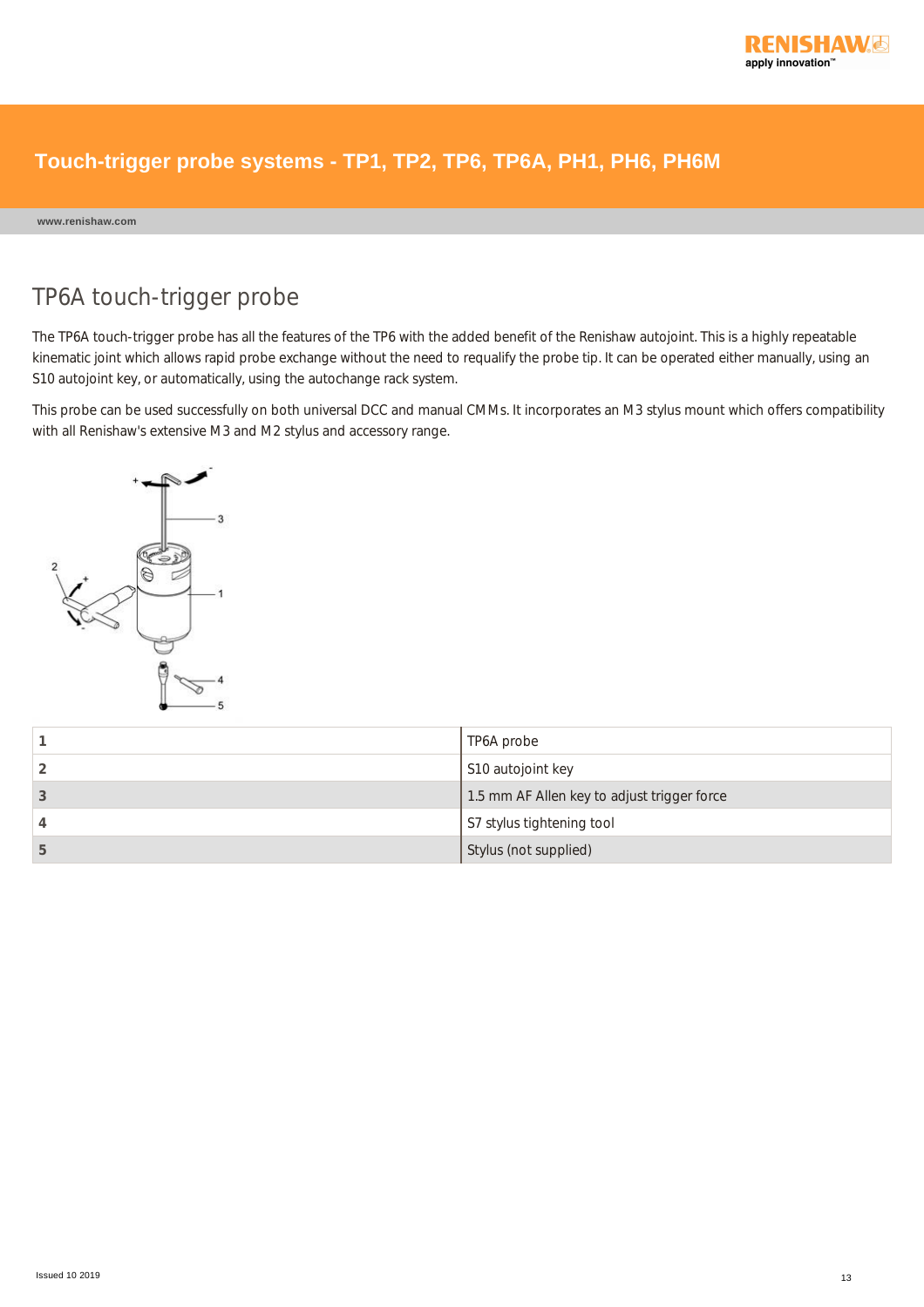## TP6A touch-trigger probe

The TP6A touch-trigger probe has all the features of the TP6 with the added benefit of the Renishaw autojoint. This is a highly repeatable kinematic joint which allows rapid probe exchange without the need to requalify the probe tip. It can be operated either manually, using an S10 autojoint key, or automatically, using the autochange rack system.

This probe can be used successfully on both universal DCC and manual CMMs. It incorporates an M3 stylus mount which offers compatibility with all Renishaw's extensive M3 and M2 stylus and accessory range.

| | |
|---|---|
| **1** | TP6A probe |
| **2** | S10 autojoint key |
| **3** | 1.5 mm AF Allen key to adjust trigger force |
| **4** | S7 stylus tightening tool |
| **5** | Stylus (not supplied) |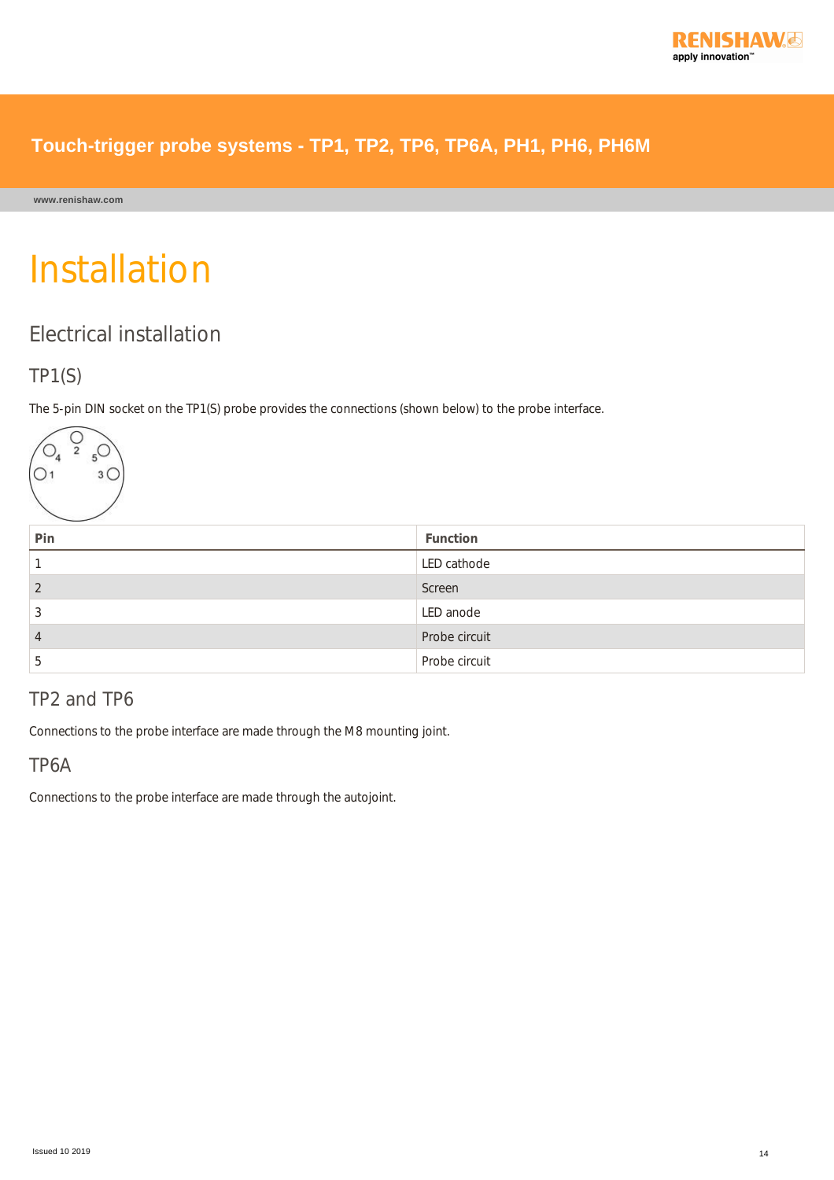# Installation

## Electrical installation

### TP1(S)

The 5-pin DIN socket on the TP1(S) probe provides the connections (shown below) to the probe interface.

| Pin | Function |
|---|---|
| 1 | LED cathode |
| 2 | Screen |
| 3 | LED anode |
| 4 | Probe circuit |
| 5 | Probe circuit |

### TP2 and TP6

Connections to the probe interface are made through the M8 mounting joint.

### TP6A

Connections to the probe interface are made through the autojoint.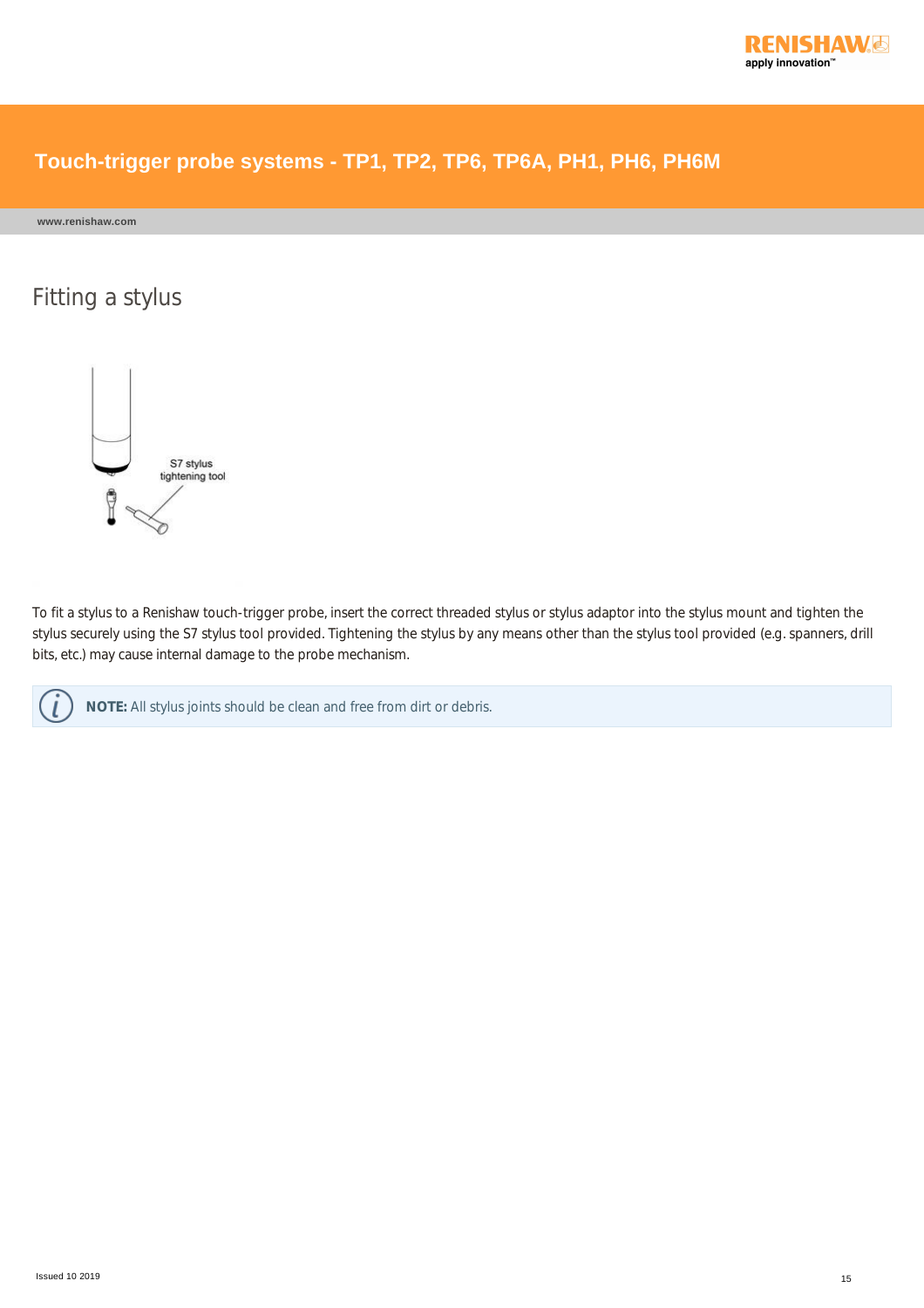# Fitting a stylus

S7 stylus tightening tool

To fit a stylus to a Renishaw touch-trigger probe, insert the correct threaded stylus or stylus adaptor into the stylus mount and tighten the stylus securely using the S7 stylus tool provided. Tightening the stylus by any means other than the stylus tool provided (e.g. spanners, drill bits, etc.) may cause internal damage to the probe mechanism.

**NOTE:** All stylus joints should be clean and free from dirt or debris.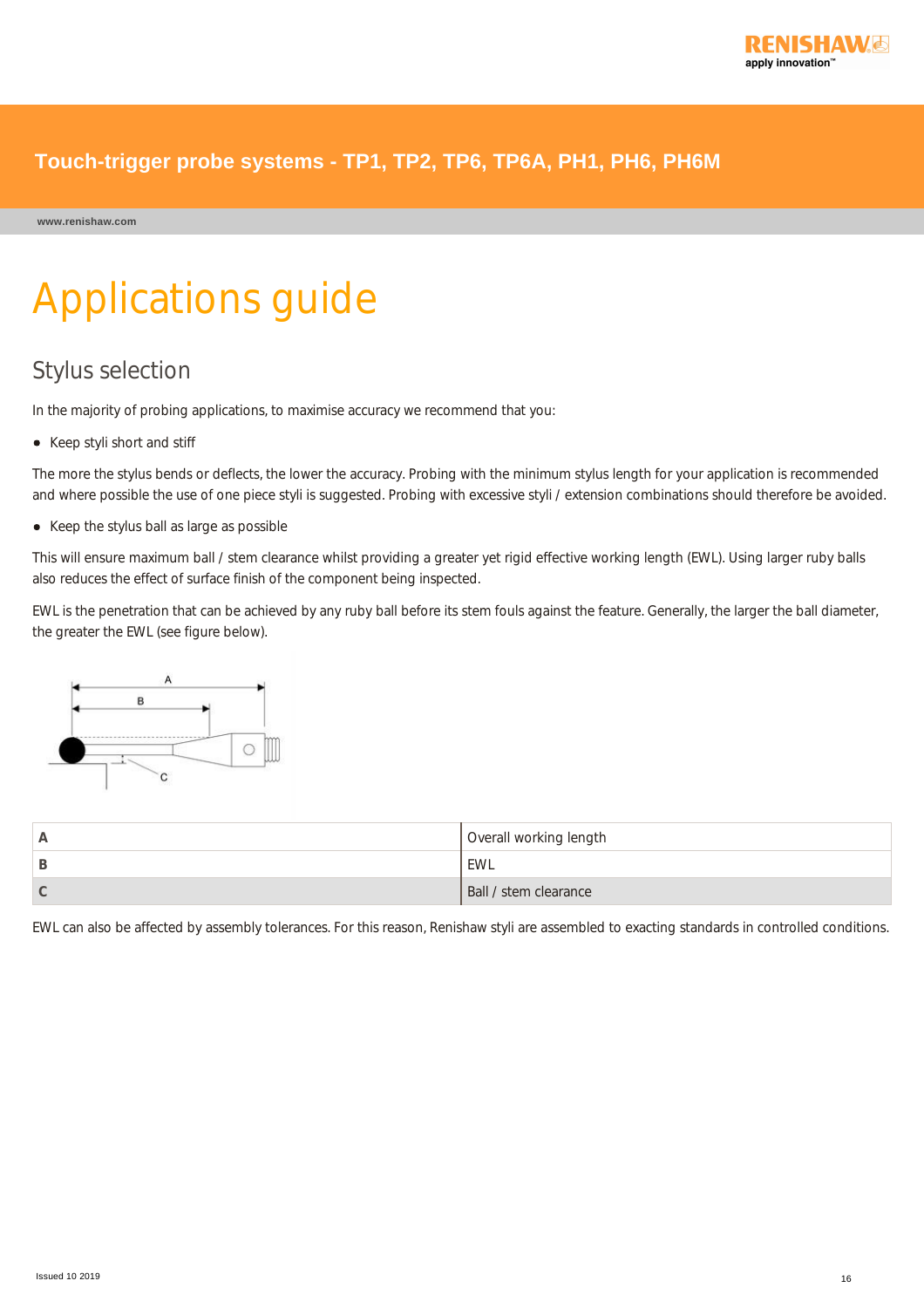# Applications guide

## Stylus selection

In the majority of probing applications, to maximise accuracy we recommend that you:

- Keep styli short and stiff

The more the stylus bends or deflects, the lower the accuracy. Probing with the minimum stylus length for your application is recommended and where possible the use of one piece styli is suggested. Probing with excessive styli / extension combinations should therefore be avoided.

- Keep the stylus ball as large as possible

This will ensure maximum ball / stem clearance whilst providing a greater yet rigid effective working length (EWL). Using larger ruby balls also reduces the effect of surface finish of the component being inspected.

EWL is the penetration that can be achieved by any ruby ball before its stem fouls against the feature. Generally, the larger the ball diameter, the greater the EWL (see figure below).

| | |
|---|---|
| **A** | Overall working length |
| **B** | EWL |
| **C** | Ball / stem clearance |

EWL can also be affected by assembly tolerances. For this reason, Renishaw styli are assembled to exacting standards in controlled conditions.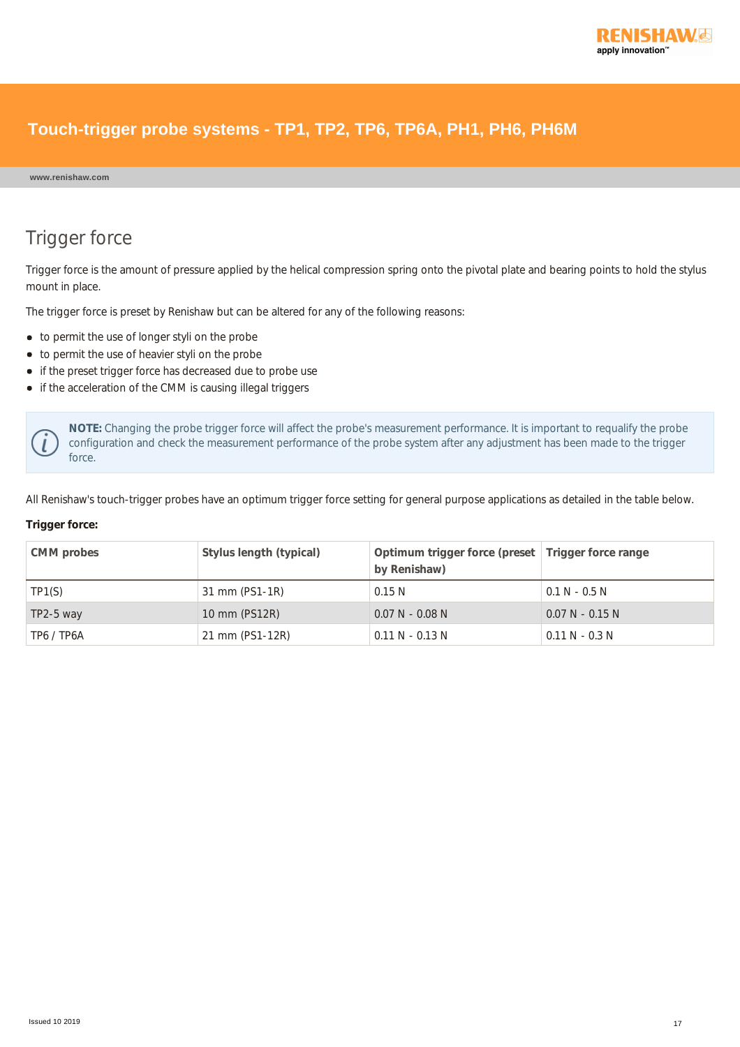# Trigger force

Trigger force is the amount of pressure applied by the helical compression spring onto the pivotal plate and bearing points to hold the stylus mount in place.

The trigger force is preset by Renishaw but can be altered for any of the following reasons:

- to permit the use of longer styli on the probe
- to permit the use of heavier styli on the probe
- if the preset trigger force has decreased due to probe use
- if the acceleration of the CMM is causing illegal triggers

**NOTE:** Changing the probe trigger force will affect the probe's measurement performance. It is important to requalify the probe configuration and check the measurement performance of the probe system after any adjustment has been made to the trigger force.

All Renishaw's touch-trigger probes have an optimum trigger force setting for general purpose applications as detailed in the table below.

**Trigger force:**

| CMM probes | Stylus length (typical) | Optimum trigger force (preset by Renishaw) | Trigger force range |
|---|---|---|---|
| TP1(S) | 31 mm (PS1-1R) | 0.15 N | 0.1 N - 0.5 N |
| TP2-5 way | 10 mm (PS12R) | 0.07 N - 0.08 N | 0.07 N - 0.15 N |
| TP6 / TP6A | 21 mm (PS1-12R) | 0.11 N - 0.13 N | 0.11 N - 0.3 N |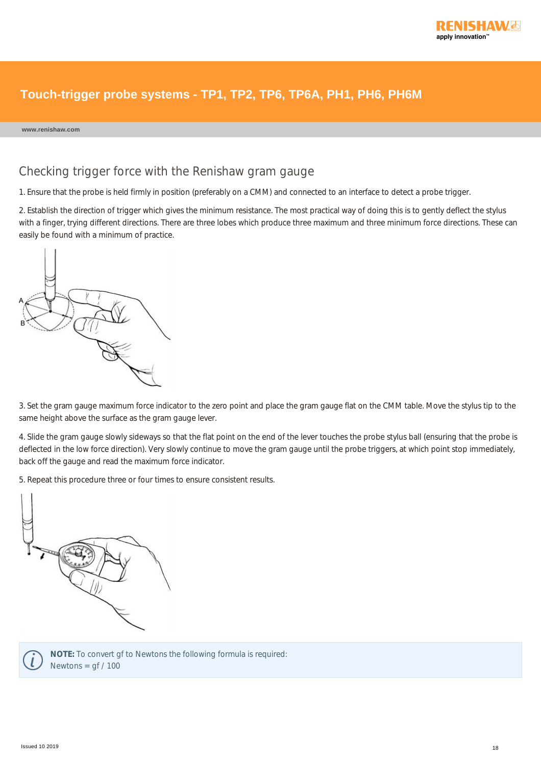## Checking trigger force with the Renishaw gram gauge

1. Ensure that the probe is held firmly in position (preferably on a CMM) and connected to an interface to detect a probe trigger.

2. Establish the direction of trigger which gives the minimum resistance. The most practical way of doing this is to gently deflect the stylus with a finger, trying different directions. There are three lobes which produce three maximum and three minimum force directions. These can easily be found with a minimum of practice.

3. Set the gram gauge maximum force indicator to the zero point and place the gram gauge flat on the CMM table. Move the stylus tip to the same height above the surface as the gram gauge lever.

4. Slide the gram gauge slowly sideways so that the flat point on the end of the lever touches the probe stylus ball (ensuring that the probe is deflected in the low force direction). Very slowly continue to move the gram gauge until the probe triggers, at which point stop immediately, back off the gauge and read the maximum force indicator.

5. Repeat this procedure three or four times to ensure consistent results.

**NOTE:** To convert gf to Newtons the following formula is required:
Newtons = gf / 100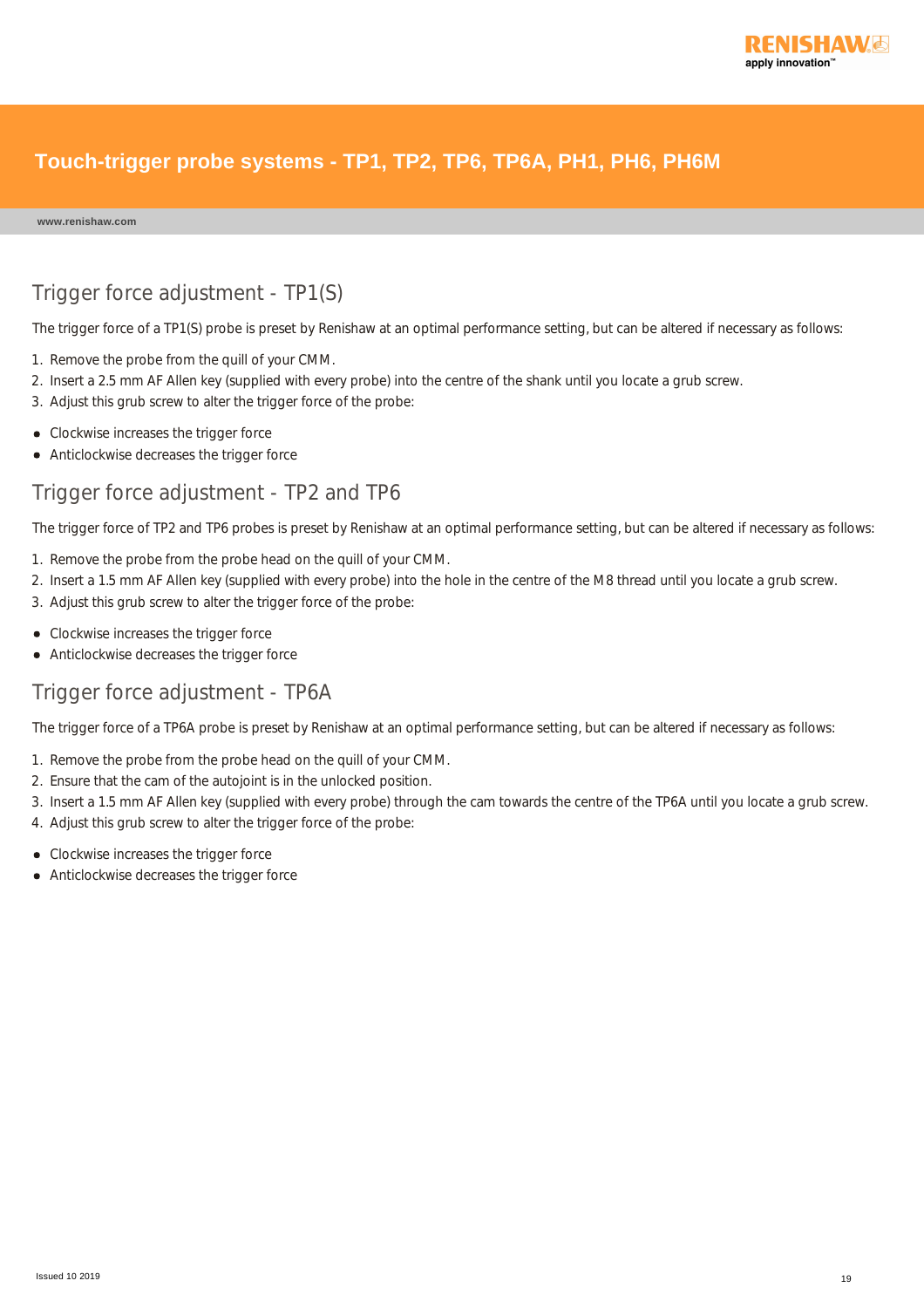## Trigger force adjustment - TP1(S)

The trigger force of a TP1(S) probe is preset by Renishaw at an optimal performance setting, but can be altered if necessary as follows:

1. Remove the probe from the quill of your CMM.
2. Insert a 2.5 mm AF Allen key (supplied with every probe) into the centre of the shank until you locate a grub screw.
3. Adjust this grub screw to alter the trigger force of the probe:

- Clockwise increases the trigger force
- Anticlockwise decreases the trigger force

## Trigger force adjustment - TP2 and TP6

The trigger force of TP2 and TP6 probes is preset by Renishaw at an optimal performance setting, but can be altered if necessary as follows:

1. Remove the probe from the probe head on the quill of your CMM.
2. Insert a 1.5 mm AF Allen key (supplied with every probe) into the hole in the centre of the M8 thread until you locate a grub screw.
3. Adjust this grub screw to alter the trigger force of the probe:

- Clockwise increases the trigger force
- Anticlockwise decreases the trigger force

## Trigger force adjustment - TP6A

The trigger force of a TP6A probe is preset by Renishaw at an optimal performance setting, but can be altered if necessary as follows:

1. Remove the probe from the probe head on the quill of your CMM.
2. Ensure that the cam of the autojoint is in the unlocked position.
3. Insert a 1.5 mm AF Allen key (supplied with every probe) through the cam towards the centre of the TP6A until you locate a grub screw.
4. Adjust this grub screw to alter the trigger force of the probe:

- Clockwise increases the trigger force
- Anticlockwise decreases the trigger force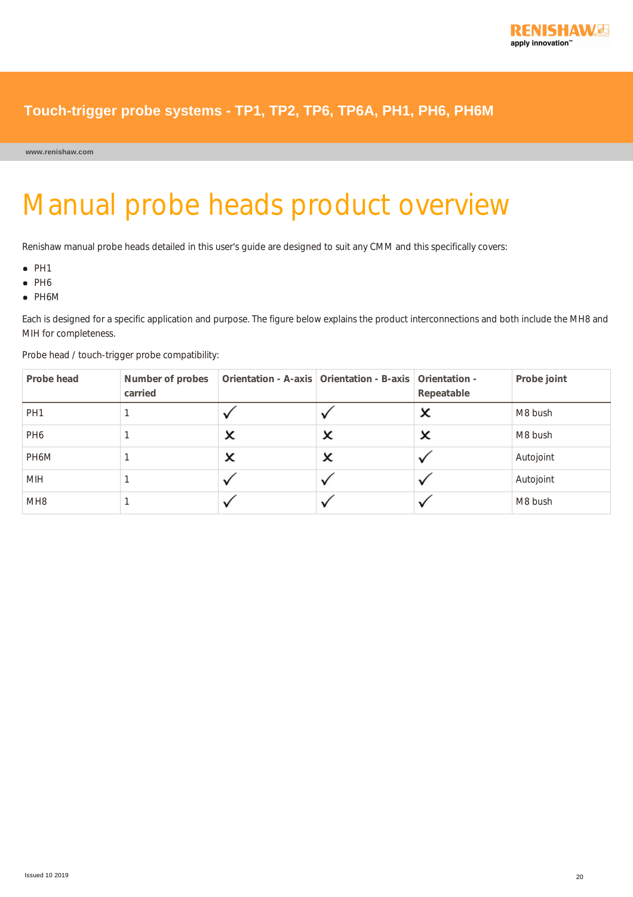# Manual probe heads product overview

Renishaw manual probe heads detailed in this user's guide are designed to suit any CMM and this specifically covers:

- PH1
- PH6
- PH6M

Each is designed for a specific application and purpose. The figure below explains the product interconnections and both include the MH8 and MIH for completeness.

Probe head / touch-trigger probe compatibility:

| Probe head | Number of probes carried | Orientation - A-axis | Orientation - B-axis | Orientation - Repeatable | Probe joint |
|---|---|---|---|---|---|
| PH1 | 1 | ✓ | ✓ | ✗ | M8 bush |
| PH6 | 1 | ✗ | ✗ | ✗ | M8 bush |
| PH6M | 1 | ✗ | ✗ | ✓ | Autojoint |
| MIH | 1 | ✓ | ✓ | ✓ | Autojoint |
| MH8 | 1 | ✓ | ✓ | ✓ | M8 bush |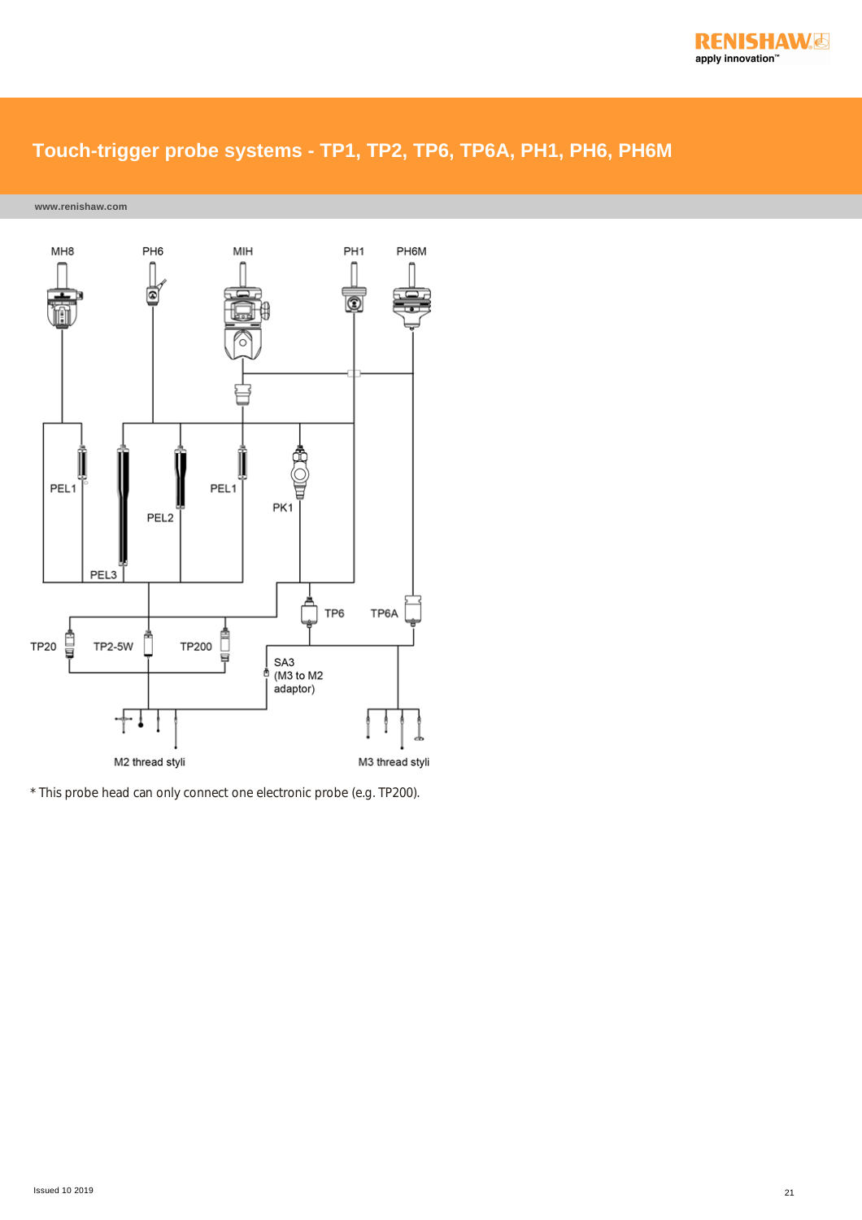MH8 PH6 MIH PH1 PH6M

PEL1 PEL2 PEL1 PK1

PEL3

TP6 TP6A

TP20 TP2-5W TP200

SA3 (M3 to M2 adaptor)

M2 thread styli M3 thread styli

* This probe head can only connect one electronic probe (e.g. TP200).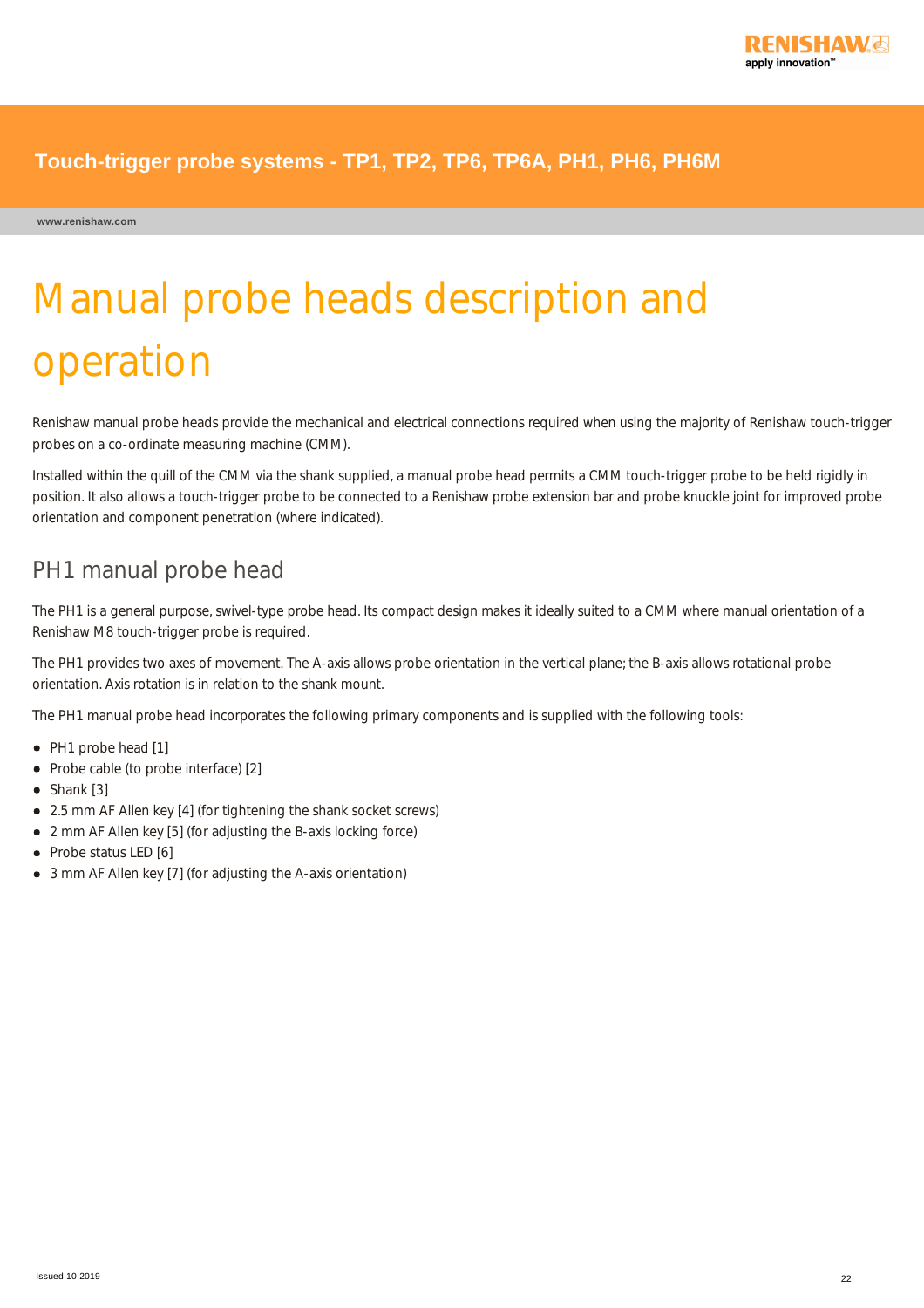# Manual probe heads description and operation

Renishaw manual probe heads provide the mechanical and electrical connections required when using the majority of Renishaw touch-trigger probes on a co-ordinate measuring machine (CMM).

Installed within the quill of the CMM via the shank supplied, a manual probe head permits a CMM touch-trigger probe to be held rigidly in position. It also allows a touch-trigger probe to be connected to a Renishaw probe extension bar and probe knuckle joint for improved probe orientation and component penetration (where indicated).

## PH1 manual probe head

The PH1 is a general purpose, swivel-type probe head. Its compact design makes it ideally suited to a CMM where manual orientation of a Renishaw M8 touch-trigger probe is required.

The PH1 provides two axes of movement. The A-axis allows probe orientation in the vertical plane; the B-axis allows rotational probe orientation. Axis rotation is in relation to the shank mount.

The PH1 manual probe head incorporates the following primary components and is supplied with the following tools:

- PH1 probe head [1]
- Probe cable (to probe interface) [2]
- Shank [3]
- 2.5 mm AF Allen key [4] (for tightening the shank socket screws)
- 2 mm AF Allen key [5] (for adjusting the B-axis locking force)
- Probe status LED [6]
- 3 mm AF Allen key [7] (for adjusting the A-axis orientation)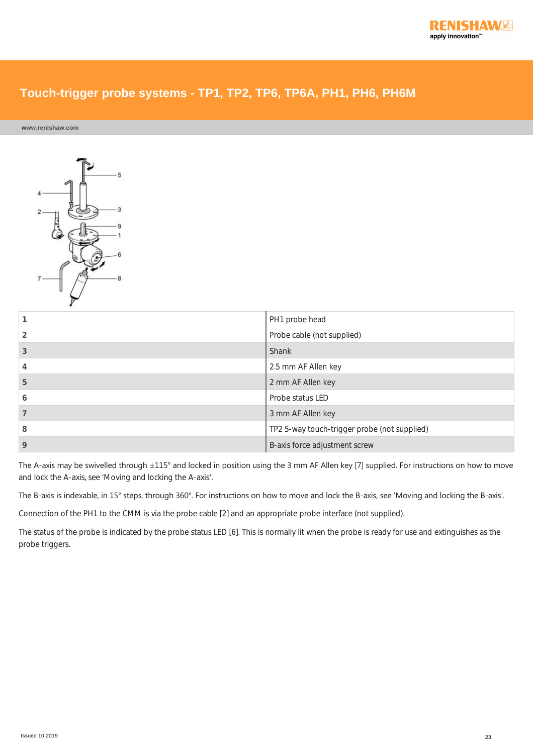| 1 | PH1 probe head |
| --- | --- |
| 2 | Probe cable (not supplied) |
| 3 | Shank |
| 4 | 2.5 mm AF Allen key |
| 5 | 2 mm AF Allen key |
| 6 | Probe status LED |
| 7 | 3 mm AF Allen key |
| 8 | TP2 5-way touch-trigger probe (not supplied) |
| 9 | B-axis force adjustment screw |

The A-axis may be swivelled through ±115° and locked in position using the 3 mm AF Allen key [7] supplied. For instructions on how to move and lock the A-axis, see 'Moving and locking the A-axis'.

The B-axis is indexable, in 15° steps, through 360°. For instructions on how to move and lock the B-axis, see 'Moving and locking the B-axis'.

Connection of the PH1 to the CMM is via the probe cable [2] and an appropriate probe interface (not supplied).

The status of the probe is indicated by the probe status LED [6]. This is normally lit when the probe is ready for use and extinguishes as the probe triggers.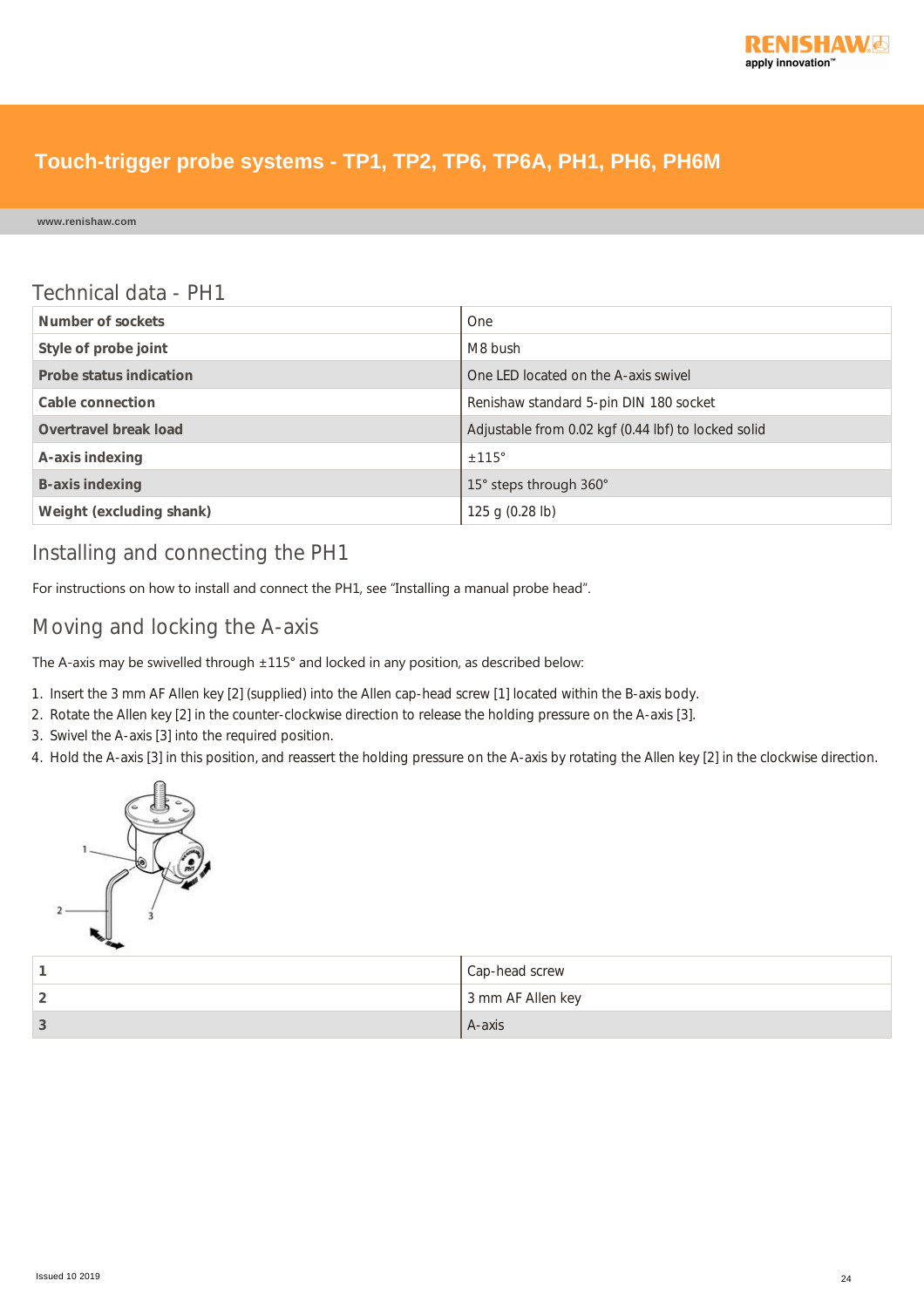## Technical data - PH1

| | |
|---|---|
| **Number of sockets** | One |
| **Style of probe joint** | M8 bush |
| **Probe status indication** | One LED located on the A-axis swivel |
| **Cable connection** | Renishaw standard 5-pin DIN 180 socket |
| **Overtravel break load** | Adjustable from 0.02 kgf (0.44 lbf) to locked solid |
| **A-axis indexing** | ±115° |
| **B-axis indexing** | 15° steps through 360° |
| **Weight (excluding shank)** | 125 g (0.28 lb) |

## Installing and connecting the PH1

For instructions on how to install and connect the PH1, see "Installing a manual probe head".

## Moving and locking the A-axis

The A-axis may be swivelled through ±115° and locked in any position, as described below:

1. Insert the 3 mm AF Allen key [2] (supplied) into the Allen cap-head screw [1] located within the B-axis body.
2. Rotate the Allen key [2] in the counter-clockwise direction to release the holding pressure on the A-axis [3].
3. Swivel the A-axis [3] into the required position.
4. Hold the A-axis [3] in this position, and reassert the holding pressure on the A-axis by rotating the Allen key [2] in the clockwise direction.

| | |
|---|---|
| **1** | Cap-head screw |
| **2** | 3 mm AF Allen key |
| **3** | A-axis |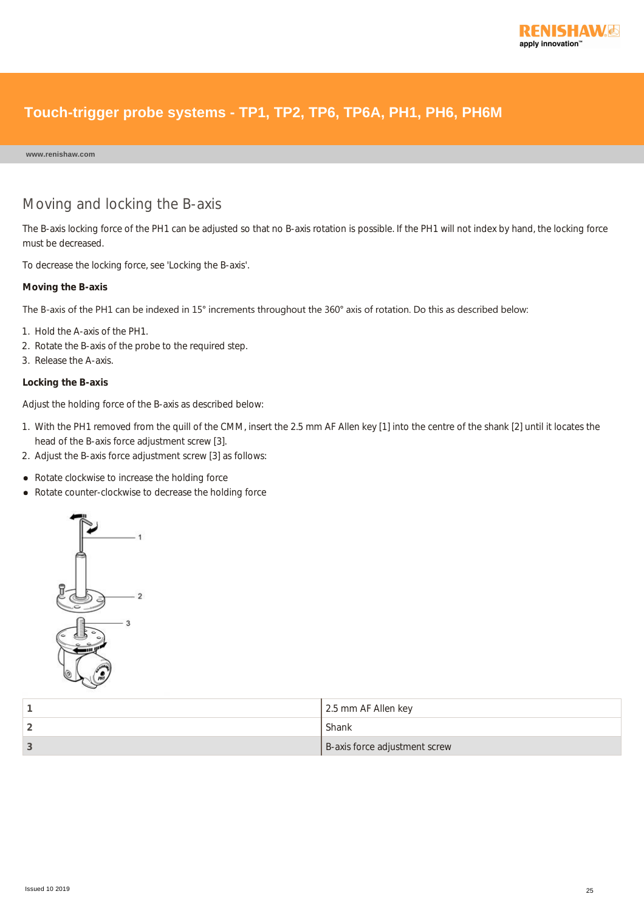## Moving and locking the B-axis

The B-axis locking force of the PH1 can be adjusted so that no B-axis rotation is possible. If the PH1 will not index by hand, the locking force must be decreased.

To decrease the locking force, see 'Locking the B-axis'.

### Moving the B-axis

The B-axis of the PH1 can be indexed in 15° increments throughout the 360° axis of rotation. Do this as described below:

1. Hold the A-axis of the PH1.
2. Rotate the B-axis of the probe to the required step.
3. Release the A-axis.

### Locking the B-axis

Adjust the holding force of the B-axis as described below:

1. With the PH1 removed from the quill of the CMM, insert the 2.5 mm AF Allen key [1] into the centre of the shank [2] until it locates the head of the B-axis force adjustment screw [3].
2. Adjust the B-axis force adjustment screw [3] as follows:

- Rotate clockwise to increase the holding force
- Rotate counter-clockwise to decrease the holding force

| | |
|---|---|
| **1** | 2.5 mm AF Allen key |
| **2** | Shank |
| **3** | B-axis force adjustment screw |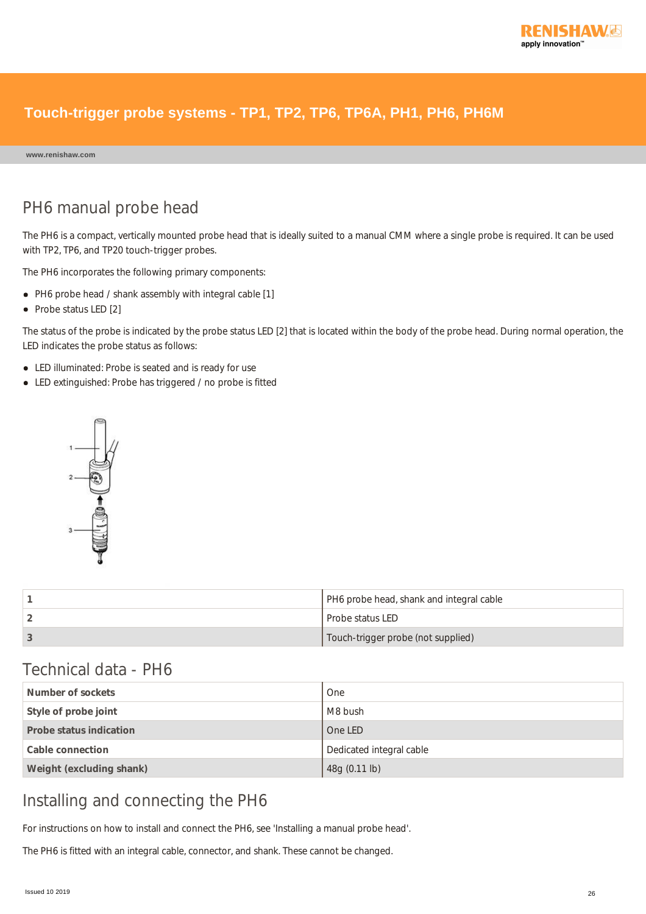Touch-trigger probe systems - TP1, TP2, TP6, TP6A, PH1, PH6, PH6M

www.renishaw.com

## PH6 manual probe head

The PH6 is a compact, vertically mounted probe head that is ideally suited to a manual CMM where a single probe is required. It can be used with TP2, TP6, and TP20 touch-trigger probes.

The PH6 incorporates the following primary components:

- PH6 probe head / shank assembly with integral cable [1]
- Probe status LED [2]

The status of the probe is indicated by the probe status LED [2] that is located within the body of the probe head. During normal operation, the LED indicates the probe status as follows:

- LED illuminated: Probe is seated and is ready for use
- LED extinguished: Probe has triggered / no probe is fitted

| | |
|---|---|
| **1** | PH6 probe head, shank and integral cable |
| **2** | Probe status LED |
| **3** | Touch-trigger probe (not supplied) |

## Technical data - PH6

| | |
|---|---|
| **Number of sockets** | One |
| **Style of probe joint** | M8 bush |
| **Probe status indication** | One LED |
| **Cable connection** | Dedicated integral cable |
| **Weight (excluding shank)** | 48g (0.11 lb) |

## Installing and connecting the PH6

For instructions on how to install and connect the PH6, see 'Installing a manual probe head'.

The PH6 is fitted with an integral cable, connector, and shank. These cannot be changed.

Issued 10 2019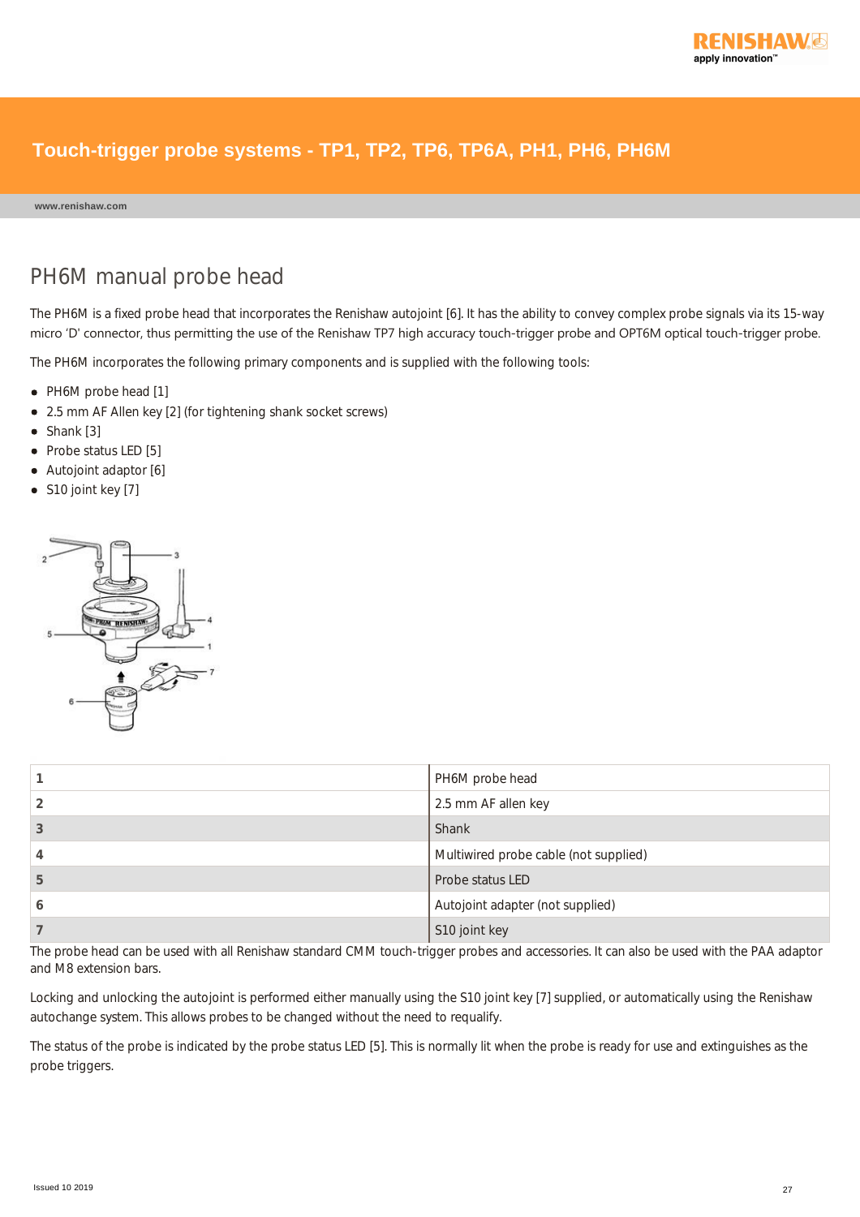## PH6M manual probe head

The PH6M is a fixed probe head that incorporates the Renishaw autojoint [6]. It has the ability to convey complex probe signals via its 15-way micro 'D' connector, thus permitting the use of the Renishaw TP7 high accuracy touch-trigger probe and OPT6M optical touch-trigger probe.

The PH6M incorporates the following primary components and is supplied with the following tools:

- PH6M probe head [1]
- 2.5 mm AF Allen key [2] (for tightening shank socket screws)
- Shank [3]
- Probe status LED [5]
- Autojoint adaptor [6]
- S10 joint key [7]

| | |
|---|---|
| 1 | PH6M probe head |
| 2 | 2.5 mm AF allen key |
| 3 | Shank |
| 4 | Multiwired probe cable (not supplied) |
| 5 | Probe status LED |
| 6 | Autojoint adapter (not supplied) |
| 7 | S10 joint key |

The probe head can be used with all Renishaw standard CMM touch-trigger probes and accessories. It can also be used with the PAA adaptor and M8 extension bars.

Locking and unlocking the autojoint is performed either manually using the S10 joint key [7] supplied, or automatically using the Renishaw autochange system. This allows probes to be changed without the need to requalify.

The status of the probe is indicated by the probe status LED [5]. This is normally lit when the probe is ready for use and extinguishes as the probe triggers.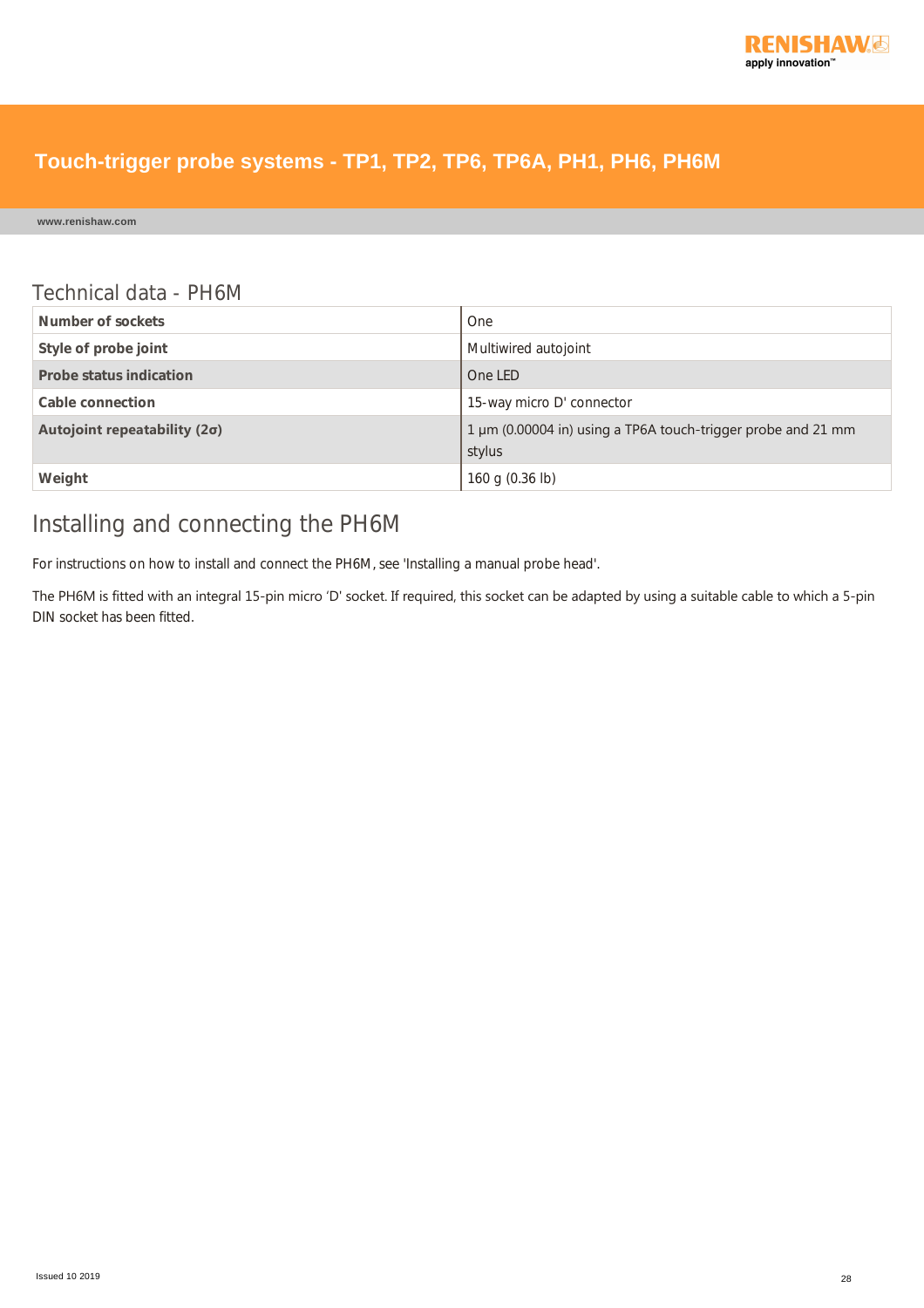## Technical data - PH6M

| | |
|---|---|
| **Number of sockets** | One |
| **Style of probe joint** | Multiwired autojoint |
| **Probe status indication** | One LED |
| **Cable connection** | 15-way micro D' connector |
| **Autojoint repeatability (2σ)** | 1 µm (0.00004 in) using a TP6A touch-trigger probe and 21 mm stylus |
| **Weight** | 160 g (0.36 lb) |

## Installing and connecting the PH6M

For instructions on how to install and connect the PH6M, see 'Installing a manual probe head'.

The PH6M is fitted with an integral 15-pin micro 'D' socket. If required, this socket can be adapted by using a suitable cable to which a 5-pin DIN socket has been fitted.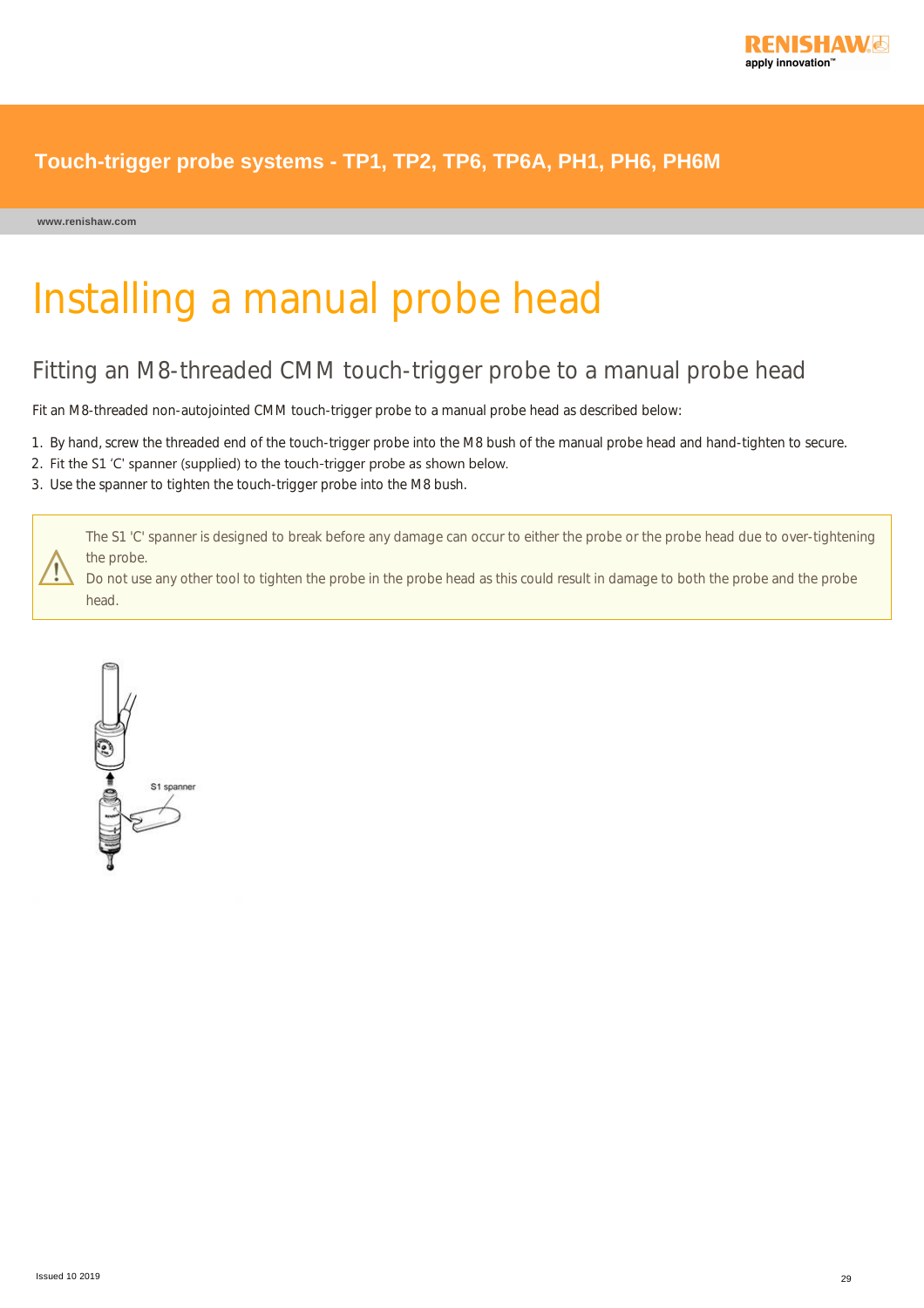# Installing a manual probe head

## Fitting an M8-threaded CMM touch-trigger probe to a manual probe head

Fit an M8-threaded non-autojointed CMM touch-trigger probe to a manual probe head as described below:

1. By hand, screw the threaded end of the touch-trigger probe into the M8 bush of the manual probe head and hand-tighten to secure.
2. Fit the S1 'C' spanner (supplied) to the touch-trigger probe as shown below.
3. Use the spanner to tighten the touch-trigger probe into the M8 bush.

> ⚠ The S1 'C' spanner is designed to break before any damage can occur to either the probe or the probe head due to over-tightening the probe.
> Do not use any other tool to tighten the probe in the probe head as this could result in damage to both the probe and the probe head.

S1 spanner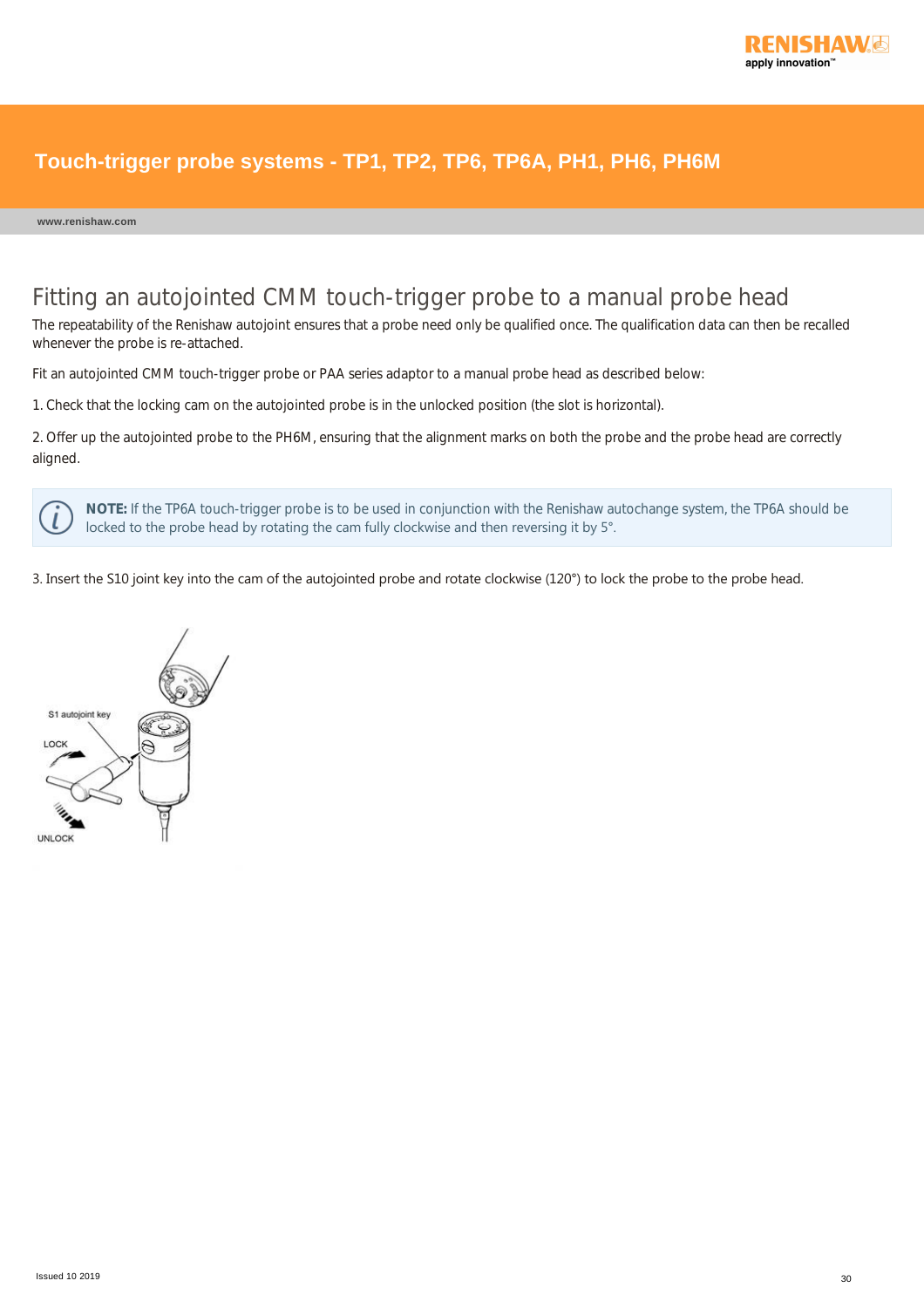# Fitting an autojointed CMM touch-trigger probe to a manual probe head

The repeatability of the Renishaw autojoint ensures that a probe need only be qualified once. The qualification data can then be recalled whenever the probe is re-attached.

Fit an autojointed CMM touch-trigger probe or PAA series adaptor to a manual probe head as described below:

1. Check that the locking cam on the autojointed probe is in the unlocked position (the slot is horizontal).

2. Offer up the autojointed probe to the PH6M, ensuring that the alignment marks on both the probe and the probe head are correctly aligned.

> **NOTE:** If the TP6A touch-trigger probe is to be used in conjunction with the Renishaw autochange system, the TP6A should be locked to the probe head by rotating the cam fully clockwise and then reversing it by 5°.

3. Insert the S10 joint key into the cam of the autojointed probe and rotate clockwise (120°) to lock the probe to the probe head.

S1 autojoint key

LOCK

UNLOCK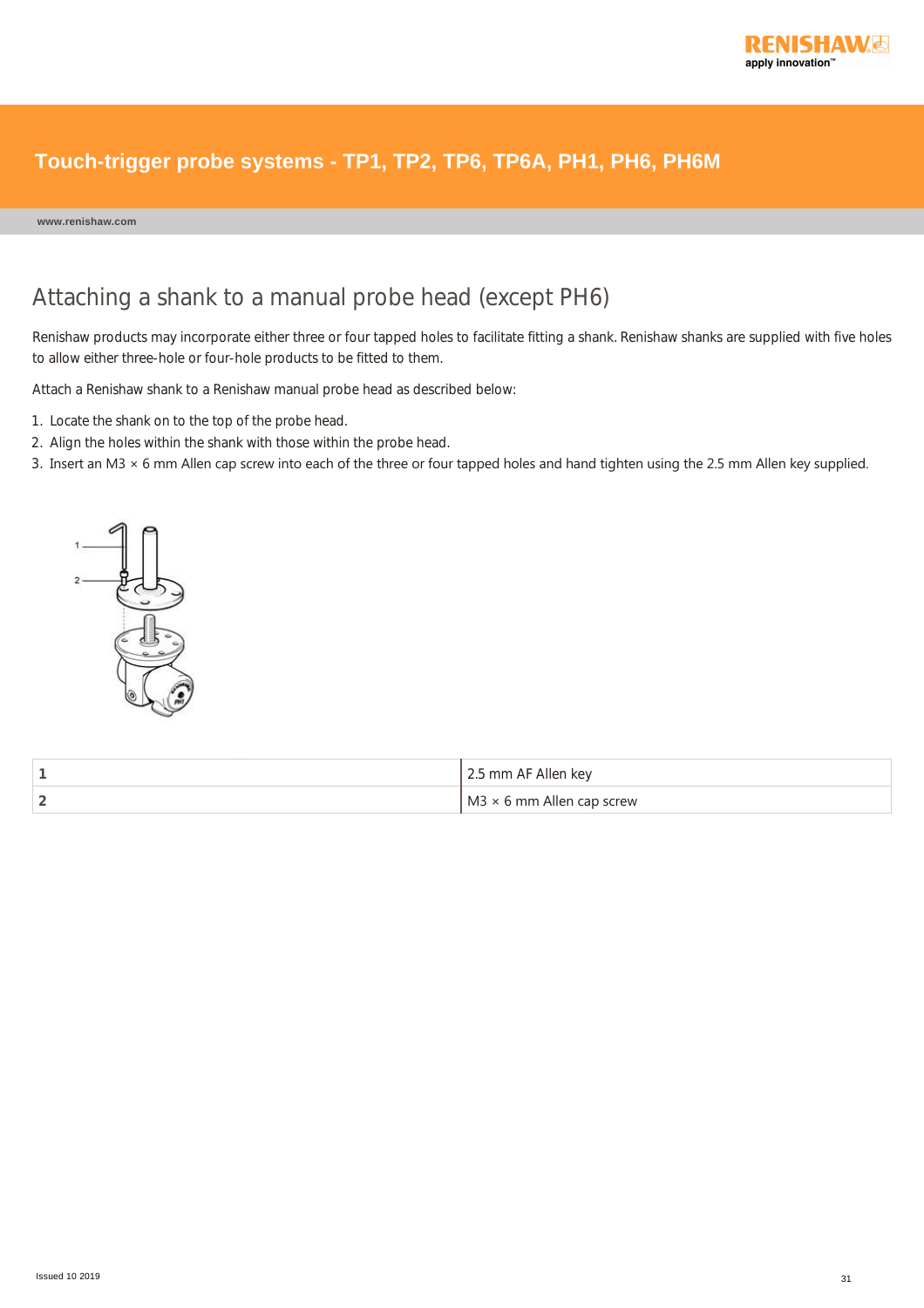## Attaching a shank to a manual probe head (except PH6)

Renishaw products may incorporate either three or four tapped holes to facilitate fitting a shank. Renishaw shanks are supplied with five holes to allow either three-hole or four-hole products to be fitted to them.

Attach a Renishaw shank to a Renishaw manual probe head as described below:

1. Locate the shank on to the top of the probe head.
2. Align the holes within the shank with those within the probe head.
3. Insert an M3 × 6 mm Allen cap screw into each of the three or four tapped holes and hand tighten using the 2.5 mm Allen key supplied.

| | |
|---|---|
| **1** | 2.5 mm AF Allen key |
| **2** | M3 × 6 mm Allen cap screw |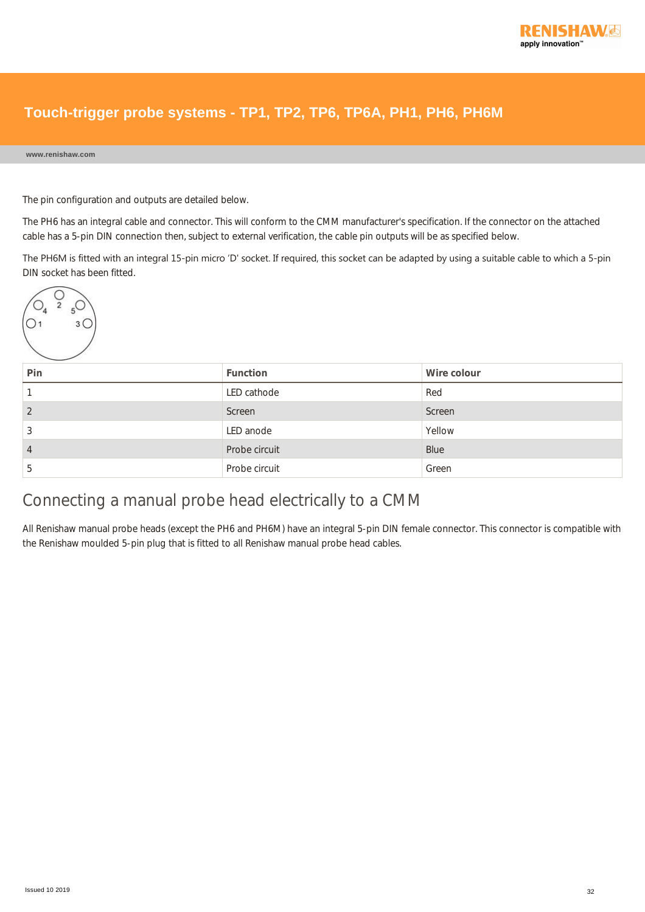The pin configuration and outputs are detailed below.

The PH6 has an integral cable and connector. This will conform to the CMM manufacturer's specification. If the connector on the attached cable has a 5-pin DIN connection then, subject to external verification, the cable pin outputs will be as specified below.

The PH6M is fitted with an integral 15-pin micro 'D' socket. If required, this socket can be adapted by using a suitable cable to which a 5-pin DIN socket has been fitted.

| Pin | Function | Wire colour |
|---|---|---|
| 1 | LED cathode | Red |
| 2 | Screen | Screen |
| 3 | LED anode | Yellow |
| 4 | Probe circuit | Blue |
| 5 | Probe circuit | Green |

## Connecting a manual probe head electrically to a CMM

All Renishaw manual probe heads (except the PH6 and PH6M) have an integral 5-pin DIN female connector. This connector is compatible with the Renishaw moulded 5-pin plug that is fitted to all Renishaw manual probe head cables.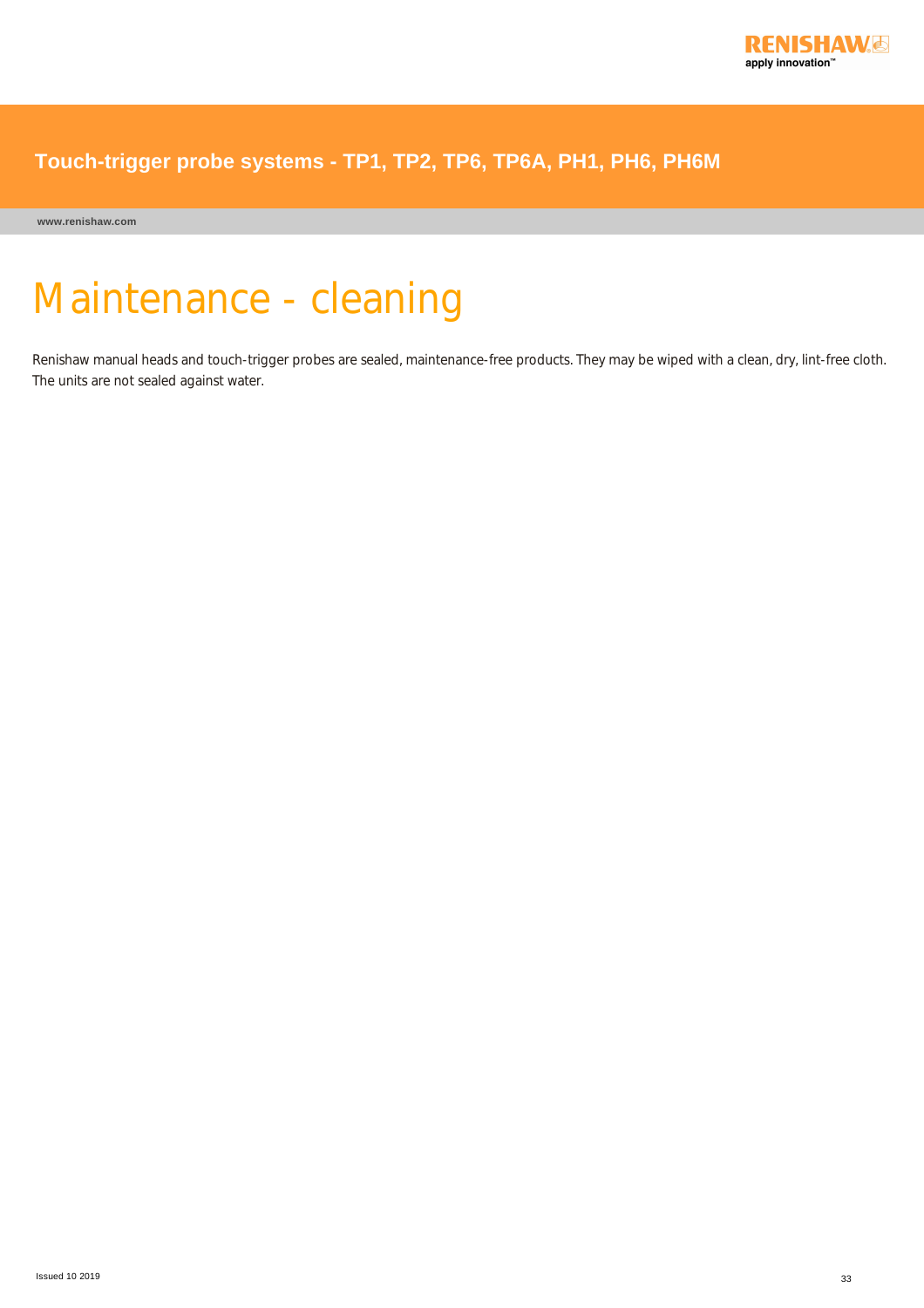# Maintenance - cleaning

Renishaw manual heads and touch-trigger probes are sealed, maintenance-free products. They may be wiped with a clean, dry, lint-free cloth. The units are not sealed against water.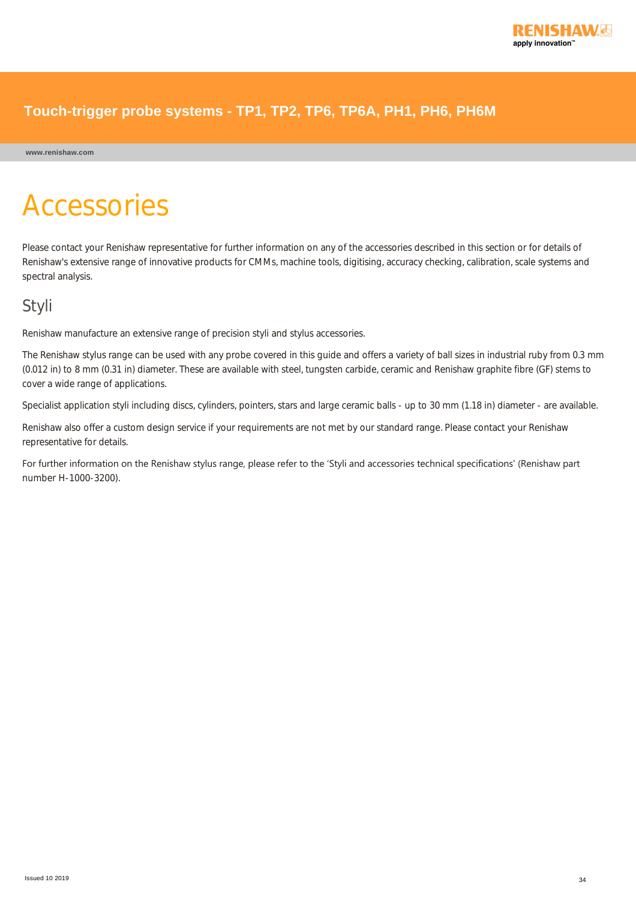# Accessories

Please contact your Renishaw representative for further information on any of the accessories described in this section or for details of Renishaw's extensive range of innovative products for CMMs, machine tools, digitising, accuracy checking, calibration, scale systems and spectral analysis.

## Styli

Renishaw manufacture an extensive range of precision styli and stylus accessories.

The Renishaw stylus range can be used with any probe covered in this guide and offers a variety of ball sizes in industrial ruby from 0.3 mm (0.012 in) to 8 mm (0.31 in) diameter. These are available with steel, tungsten carbide, ceramic and Renishaw graphite fibre (GF) stems to cover a wide range of applications.

Specialist application styli including discs, cylinders, pointers, stars and large ceramic balls - up to 30 mm (1.18 in) diameter - are available.

Renishaw also offer a custom design service if your requirements are not met by our standard range. Please contact your Renishaw representative for details.

For further information on the Renishaw stylus range, please refer to the 'Styli and accessories technical specifications' (Renishaw part number H-1000-3200).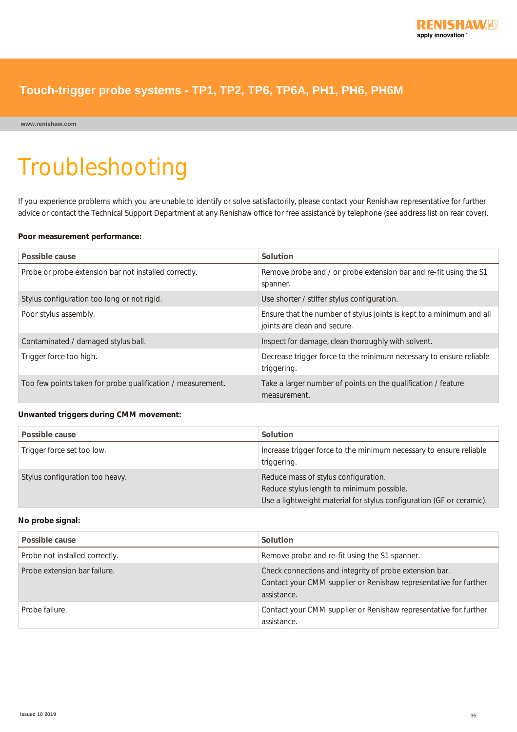# Troubleshooting

If you experience problems which you are unable to identify or solve satisfactorily, please contact your Renishaw representative for further advice or contact the Technical Support Department at any Renishaw office for free assistance by telephone (see address list on rear cover).

**Poor measurement performance:**

| Possible cause | Solution |
|---|---|
| Probe or probe extension bar not installed correctly. | Remove probe and / or probe extension bar and re-fit using the S1 spanner. |
| Stylus configuration too long or not rigid. | Use shorter / stiffer stylus configuration. |
| Poor stylus assembly. | Ensure that the number of stylus joints is kept to a minimum and all joints are clean and secure. |
| Contaminated / damaged stylus ball. | Inspect for damage, clean thoroughly with solvent. |
| Trigger force too high. | Decrease trigger force to the minimum necessary to ensure reliable triggering. |
| Too few points taken for probe qualification / measurement. | Take a larger number of points on the qualification / feature measurement. |

**Unwanted triggers during CMM movement:**

| Possible cause | Solution |
|---|---|
| Trigger force set too low. | Increase trigger force to the minimum necessary to ensure reliable triggering. |
| Stylus configuration too heavy. | Reduce mass of stylus configuration.<br>Reduce stylus length to minimum possible.<br>Use a lightweight material for stylus configuration (GF or ceramic). |

**No probe signal:**

| Possible cause | Solution |
|---|---|
| Probe not installed correctly. | Remove probe and re-fit using the S1 spanner. |
| Probe extension bar failure. | Check connections and integrity of probe extension bar.<br>Contact your CMM supplier or Renishaw representative for further assistance. |
| Probe failure. | Contact your CMM supplier or Renishaw representative for further assistance. |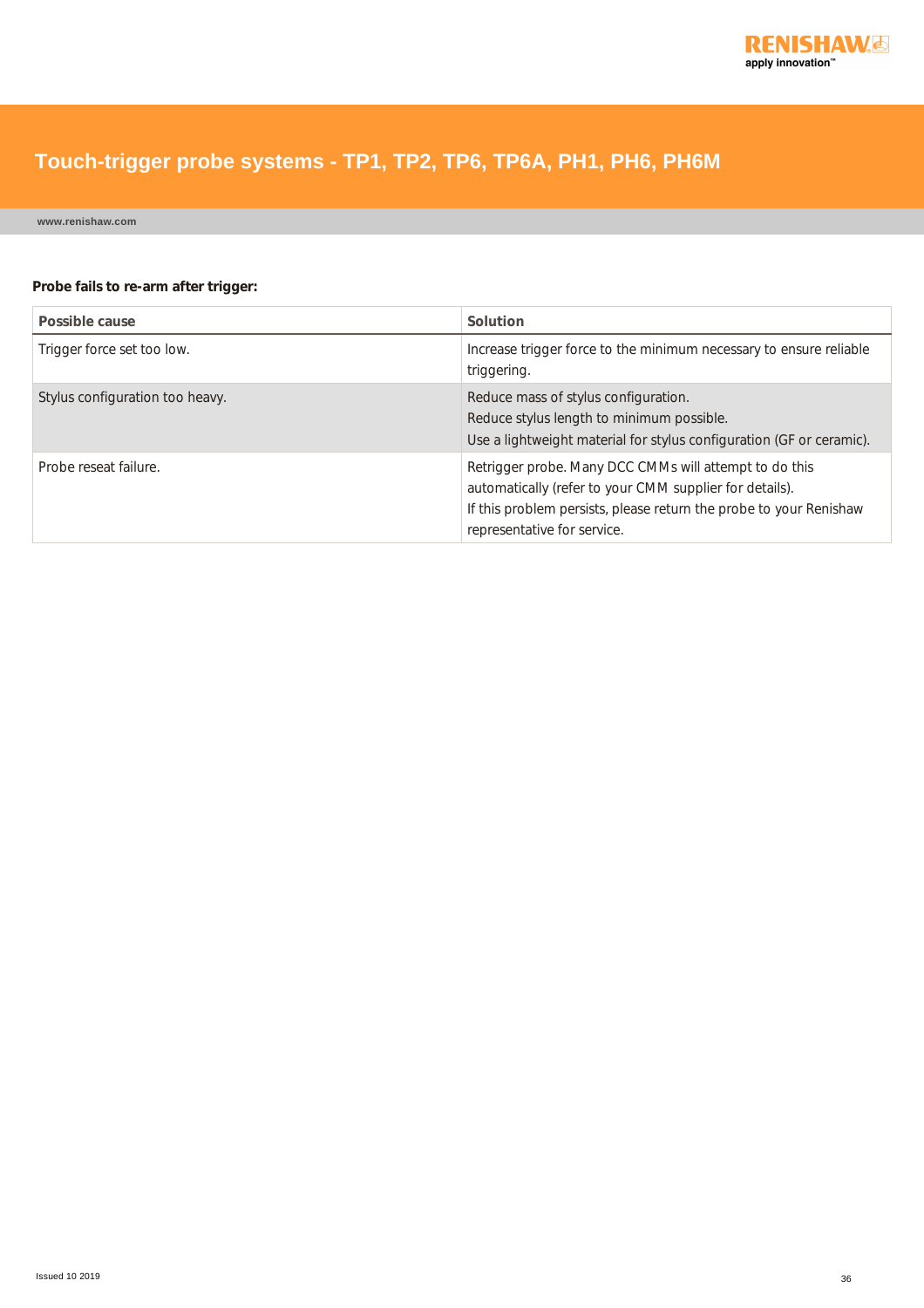**Probe fails to re-arm after trigger:**

| Possible cause | Solution |
|---|---|
| Trigger force set too low. | Increase trigger force to the minimum necessary to ensure reliable triggering. |
| Stylus configuration too heavy. | Reduce mass of stylus configuration.<br>Reduce stylus length to minimum possible.<br>Use a lightweight material for stylus configuration (GF or ceramic). |
| Probe reseat failure. | Retrigger probe. Many DCC CMMs will attempt to do this automatically (refer to your CMM supplier for details).<br>If this problem persists, please return the probe to your Renishaw representative for service. |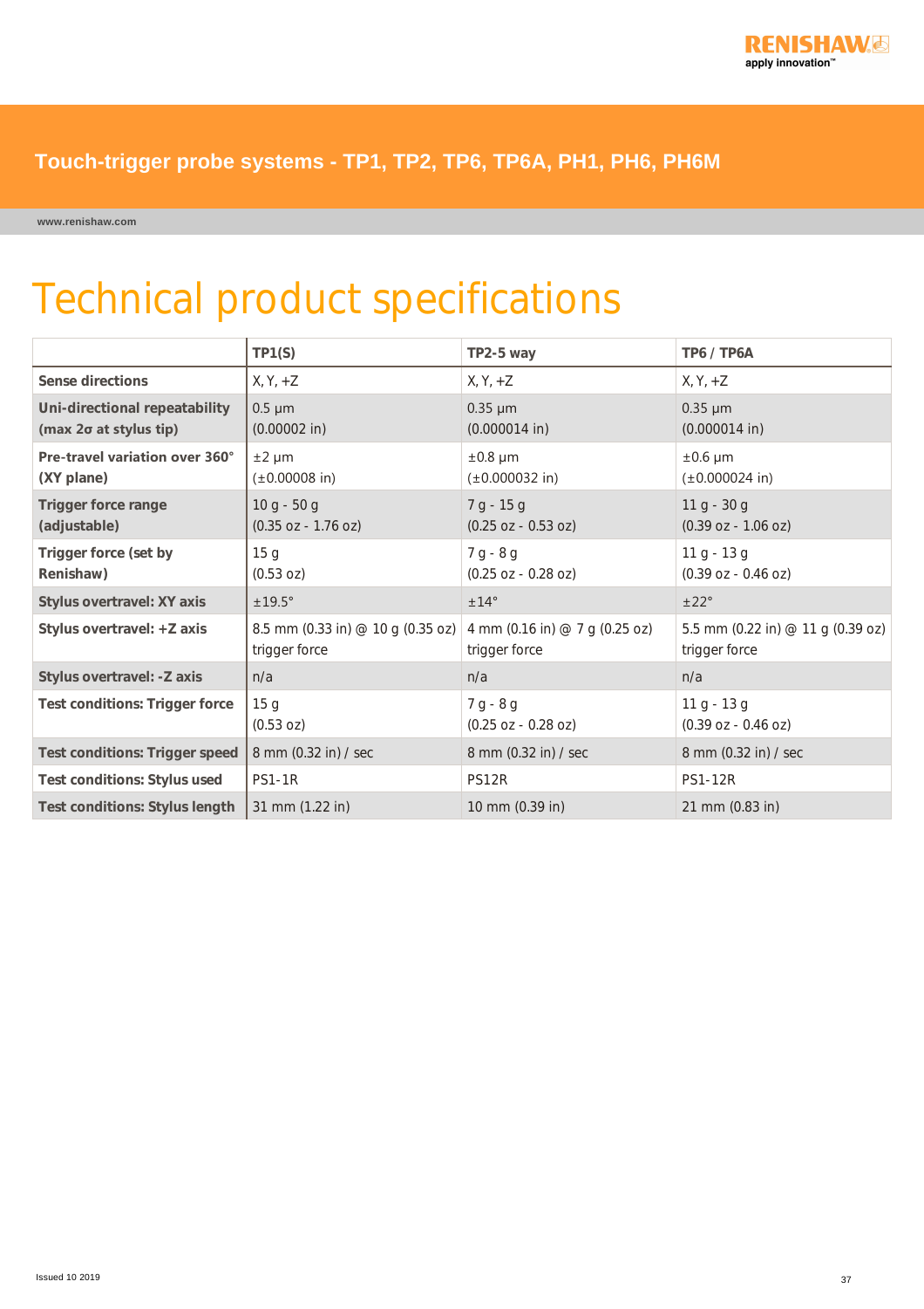# Touch-trigger probe systems - TP1, TP2, TP6, TP6A, PH1, PH6, PH6M

www.renishaw.com

## Technical product specifications

| | TP1(S) | TP2-5 way | TP6 / TP6A |
|---|---|---|---|
| **Sense directions** | X, Y, +Z | X, Y, +Z | X, Y, +Z |
| **Uni-directional repeatability (max 2σ at stylus tip)** | 0.5 µm (0.00002 in) | 0.35 µm (0.000014 in) | 0.35 µm (0.000014 in) |
| **Pre-travel variation over 360° (XY plane)** | ±2 µm (±0.00008 in) | ±0.8 µm (±0.000032 in) | ±0.6 µm (±0.000024 in) |
| **Trigger force range (adjustable)** | 10 g - 50 g (0.35 oz - 1.76 oz) | 7 g - 15 g (0.25 oz - 0.53 oz) | 11 g - 30 g (0.39 oz - 1.06 oz) |
| **Trigger force (set by Renishaw)** | 15 g (0.53 oz) | 7 g - 8 g (0.25 oz - 0.28 oz) | 11 g - 13 g (0.39 oz - 0.46 oz) |
| **Stylus overtravel: XY axis** | ±19.5° | ±14° | ±22° |
| **Stylus overtravel: +Z axis** | 8.5 mm (0.33 in) @ 10 g (0.35 oz) trigger force | 4 mm (0.16 in) @ 7 g (0.25 oz) trigger force | 5.5 mm (0.22 in) @ 11 g (0.39 oz) trigger force |
| **Stylus overtravel: -Z axis** | n/a | n/a | n/a |
| **Test conditions: Trigger force** | 15 g (0.53 oz) | 7 g - 8 g (0.25 oz - 0.28 oz) | 11 g - 13 g (0.39 oz - 0.46 oz) |
| **Test conditions: Trigger speed** | 8 mm (0.32 in) / sec | 8 mm (0.32 in) / sec | 8 mm (0.32 in) / sec |
| **Test conditions: Stylus used** | PS1-1R | PS12R | PS1-12R |
| **Test conditions: Stylus length** | 31 mm (1.22 in) | 10 mm (0.39 in) | 21 mm (0.83 in) |

Issued 10 2019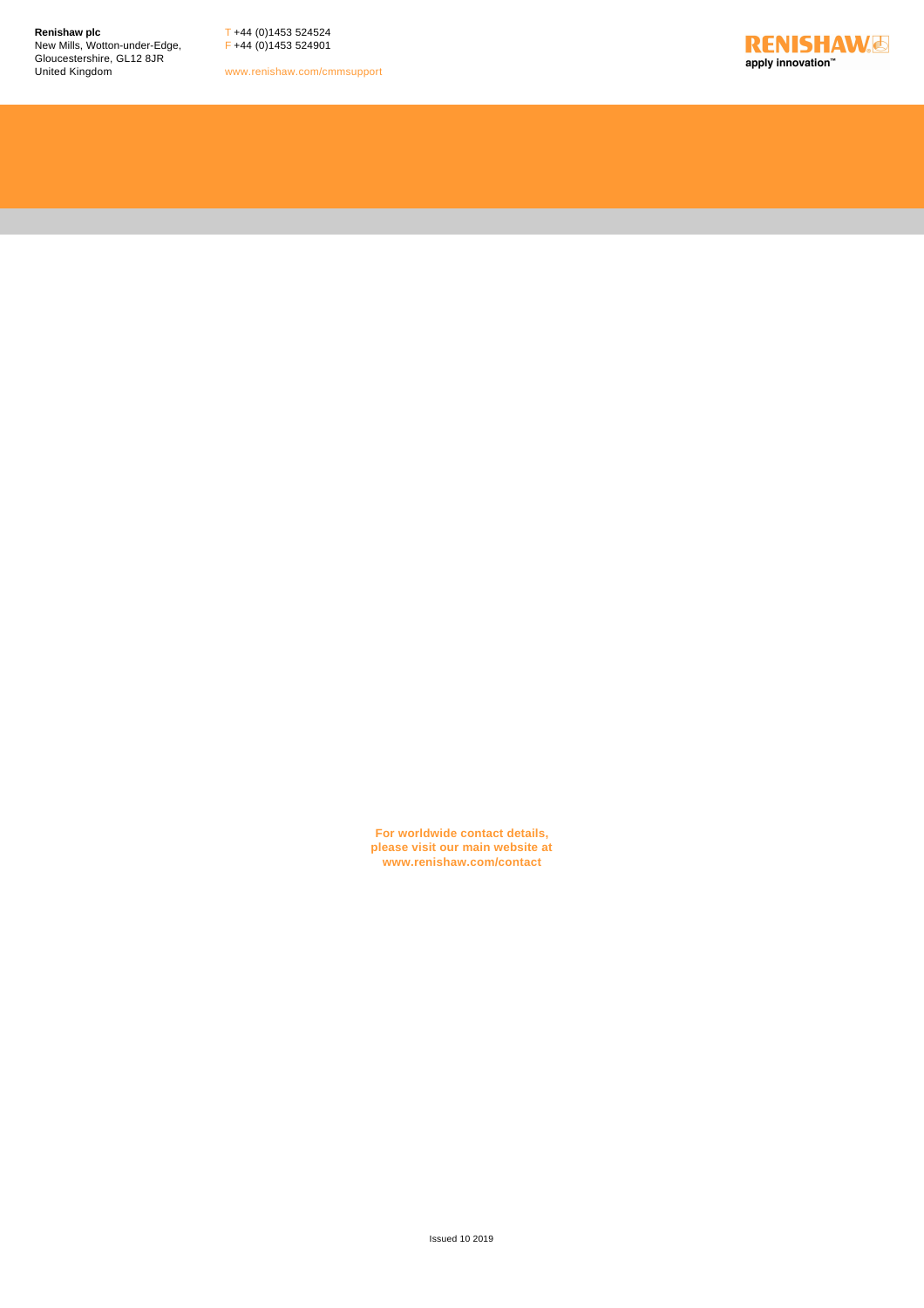**Renishaw plc**
New Mills, Wotton-under-Edge,
Gloucestershire, GL12 8JR
United Kingdom

T +44 (0)1453 524524
F +44 (0)1453 524901

www.renishaw.com/cmmsupport

RENISHAW
apply innovation™

**For worldwide contact details, please visit our main website at www.renishaw.com/contact**

Issued 10 2019